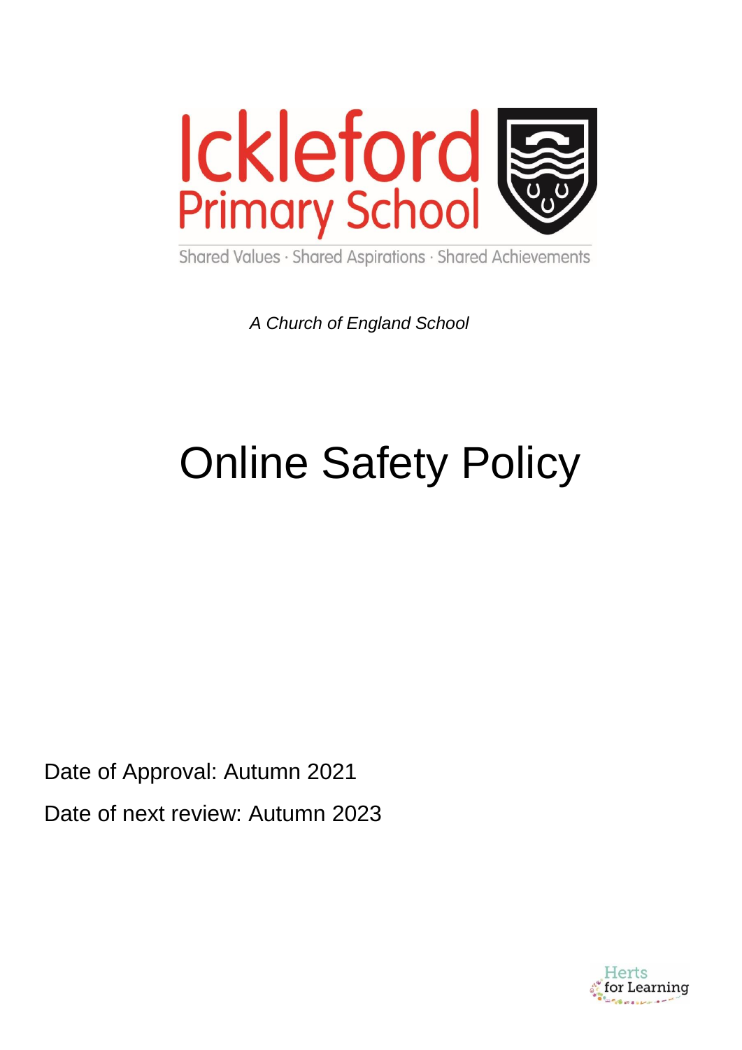Ickleford Primary School

Shared Values · Shared Aspirations · Shared Achievements

*A Church of England School*

# Online Safety Policy

Date of Approval: Autumn 2021

Date of next review: Autumn 2023

Herts for Learning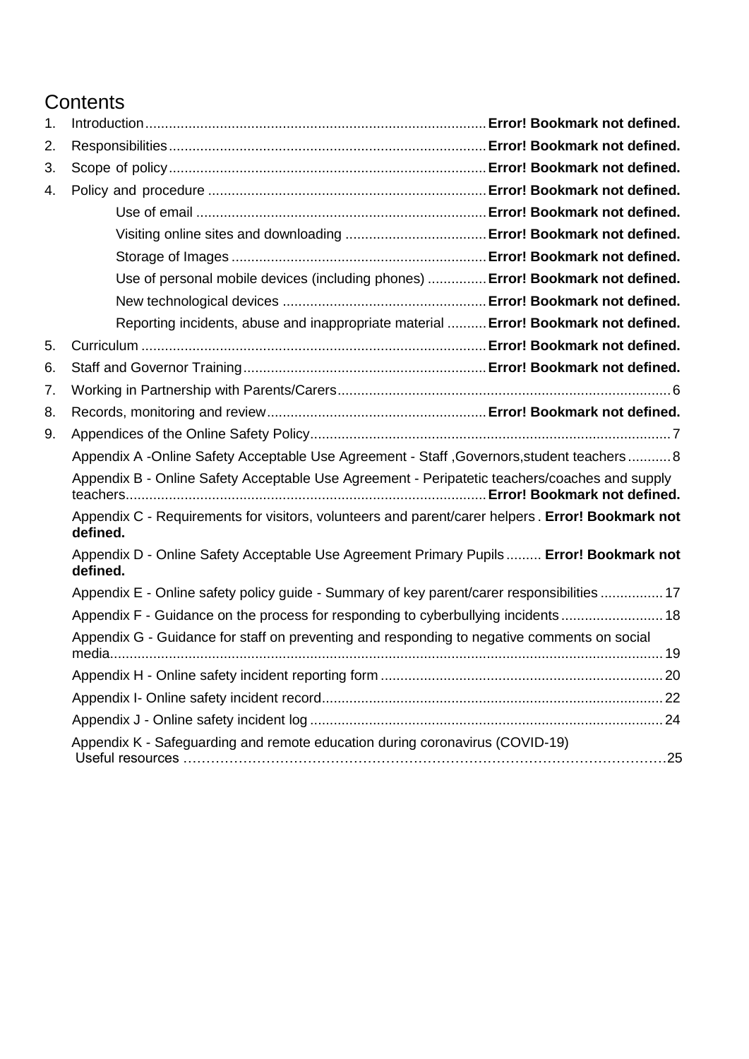# Contents

1. Introduction....................................................................................... **Error! Bookmark not defined.**
2. Responsibilities................................................................................ **Error! Bookmark not defined.**
3. Scope of policy................................................................................ **Error! Bookmark not defined.**
4. Policy and procedure ...................................................................... **Error! Bookmark not defined.**
    - Use of email .......................................................................... **Error! Bookmark not defined.**
    - Visiting online sites and downloading .................................... **Error! Bookmark not defined.**
    - Storage of Images ................................................................. **Error! Bookmark not defined.**
    - Use of personal mobile devices (including phones) ............... **Error! Bookmark not defined.**
    - New technological devices .................................................... **Error! Bookmark not defined.**
    - Reporting incidents, abuse and inappropriate material .......... **Error! Bookmark not defined.**
5. Curriculum ...................................................................................... **Error! Bookmark not defined.**
6. Staff and Governor Training.............................................................. **Error! Bookmark not defined.**
7. Working in Partnership with Parents/Carers..................................................................................... 6
8. Records, monitoring and review........................................................ **Error! Bookmark not defined.**
9. Appendices of the Online Safety Policy............................................................................................ 7

Appendix A -Online Safety Acceptable Use Agreement - Staff ,Governors,student teachers ........... 8

Appendix B - Online Safety Acceptable Use Agreement - Peripatetic teachers/coaches and supply teachers........................................................................................... **Error! Bookmark not defined.**

Appendix C - Requirements for visitors, volunteers and parent/carer helpers . **Error! Bookmark not defined.**

Appendix D - Online Safety Acceptable Use Agreement Primary Pupils ......... **Error! Bookmark not defined.**

Appendix E - Online safety policy guide - Summary of key parent/carer responsibilities ................ 17

Appendix F - Guidance on the process for responding to cyberbullying incidents .......................... 18

Appendix G - Guidance for staff on preventing and responding to negative comments on social media.............................................................................................................................................. 19

Appendix H - Online safety incident reporting form ........................................................................ 20

Appendix I- Online safety incident record....................................................................................... 22

Appendix J - Online safety incident log .......................................................................................... 24

Appendix K - Safeguarding and remote education during coronavirus (COVID-19) Useful resources ……………………………………………………………………………………………25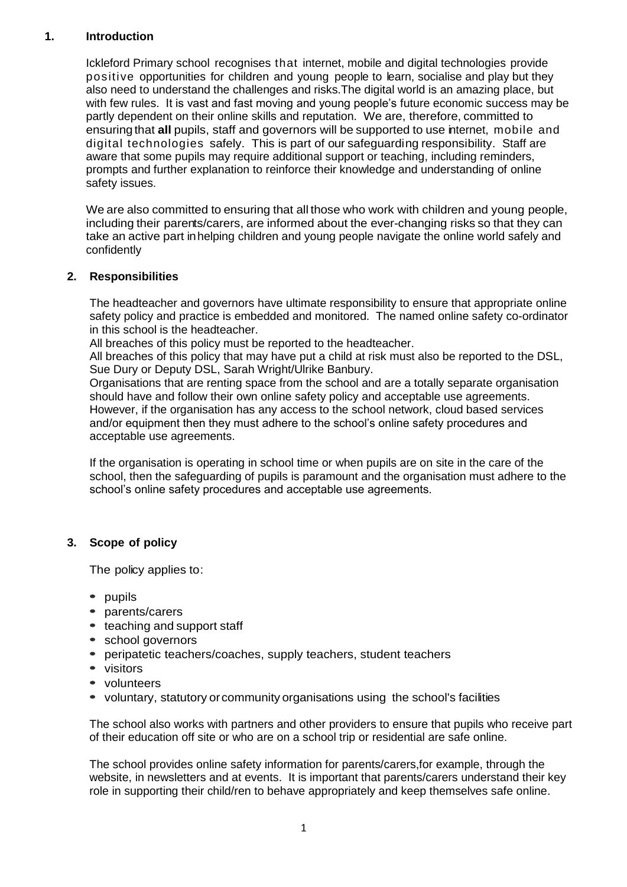## 1. Introduction

Ickleford Primary school recognises that internet, mobile and digital technologies provide positive opportunities for children and young people to learn, socialise and play but they also need to understand the challenges and risks.The digital world is an amazing place, but with few rules. It is vast and fast moving and young people's future economic success may be partly dependent on their online skills and reputation. We are, therefore, committed to ensuring that **all** pupils, staff and governors will be supported to use internet, mobile and digital technologies safely. This is part of our safeguarding responsibility. Staff are aware that some pupils may require additional support or teaching, including reminders, prompts and further explanation to reinforce their knowledge and understanding of online safety issues.

We are also committed to ensuring that all those who work with children and young people, including their parents/carers, are informed about the ever-changing risks so that they can take an active part in helping children and young people navigate the online world safely and confidently

## 2. Responsibilities

The headteacher and governors have ultimate responsibility to ensure that appropriate online safety policy and practice is embedded and monitored. The named online safety co-ordinator in this school is the headteacher.

All breaches of this policy must be reported to the headteacher.

All breaches of this policy that may have put a child at risk must also be reported to the DSL, Sue Dury or Deputy DSL, Sarah Wright/Ulrike Banbury.

Organisations that are renting space from the school and are a totally separate organisation should have and follow their own online safety policy and acceptable use agreements. However, if the organisation has any access to the school network, cloud based services and/or equipment then they must adhere to the school's online safety procedures and acceptable use agreements.

If the organisation is operating in school time or when pupils are on site in the care of the school, then the safeguarding of pupils is paramount and the organisation must adhere to the school's online safety procedures and acceptable use agreements.

## 3. Scope of policy

The policy applies to:

- pupils
- parents/carers
- teaching and support staff
- school governors
- peripatetic teachers/coaches, supply teachers, student teachers
- visitors
- volunteers
- voluntary, statutory or community organisations using the school's facilities

The school also works with partners and other providers to ensure that pupils who receive part of their education off site or who are on a school trip or residential are safe online.

The school provides online safety information for parents/carers,for example, through the website, in newsletters and at events. It is important that parents/carers understand their key role in supporting their child/ren to behave appropriately and keep themselves safe online.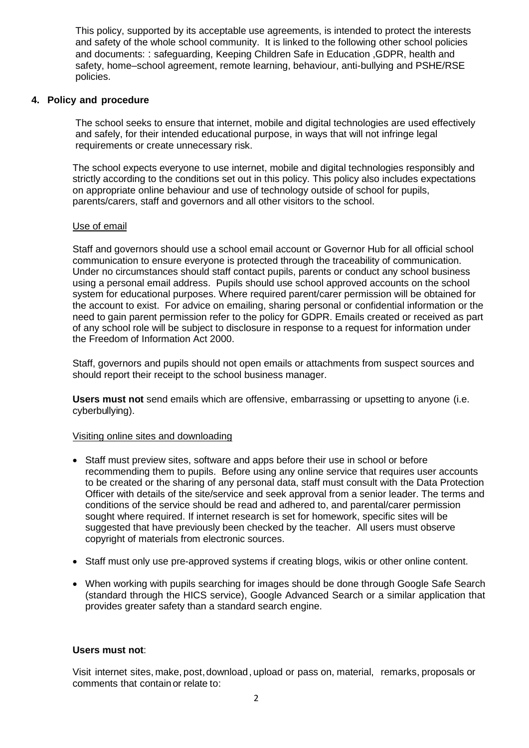This policy, supported by its acceptable use agreements, is intended to protect the interests and safety of the whole school community. It is linked to the following other school policies and documents: : safeguarding, Keeping Children Safe in Education ,GDPR, health and safety, home–school agreement, remote learning, behaviour, anti-bullying and PSHE/RSE policies.

## 4. Policy and procedure

The school seeks to ensure that internet, mobile and digital technologies are used effectively and safely, for their intended educational purpose, in ways that will not infringe legal requirements or create unnecessary risk.

The school expects everyone to use internet, mobile and digital technologies responsibly and strictly according to the conditions set out in this policy. This policy also includes expectations on appropriate online behaviour and use of technology outside of school for pupils, parents/carers, staff and governors and all other visitors to the school.

<u>Use of email</u>

Staff and governors should use a school email account or Governor Hub for all official school communication to ensure everyone is protected through the traceability of communication. Under no circumstances should staff contact pupils, parents or conduct any school business using a personal email address. Pupils should use school approved accounts on the school system for educational purposes. Where required parent/carer permission will be obtained for the account to exist. For advice on emailing, sharing personal or confidential information or the need to gain parent permission refer to the policy for GDPR. Emails created or received as part of any school role will be subject to disclosure in response to a request for information under the Freedom of Information Act 2000.

Staff, governors and pupils should not open emails or attachments from suspect sources and should report their receipt to the school business manager.

**Users must not** send emails which are offensive, embarrassing or upsetting to anyone (i.e. cyberbullying).

<u>Visiting online sites and downloading</u>

- Staff must preview sites, software and apps before their use in school or before recommending them to pupils. Before using any online service that requires user accounts to be created or the sharing of any personal data, staff must consult with the Data Protection Officer with details of the site/service and seek approval from a senior leader. The terms and conditions of the service should be read and adhered to, and parental/carer permission sought where required. If internet research is set for homework, specific sites will be suggested that have previously been checked by the teacher. All users must observe copyright of materials from electronic sources.
- Staff must only use pre-approved systems if creating blogs, wikis or other online content.
- When working with pupils searching for images should be done through Google Safe Search (standard through the HICS service), Google Advanced Search or a similar application that provides greater safety than a standard search engine.

**Users must not**:

Visit internet sites, make, post, download, upload or pass on, material, remarks, proposals or comments that contain or relate to: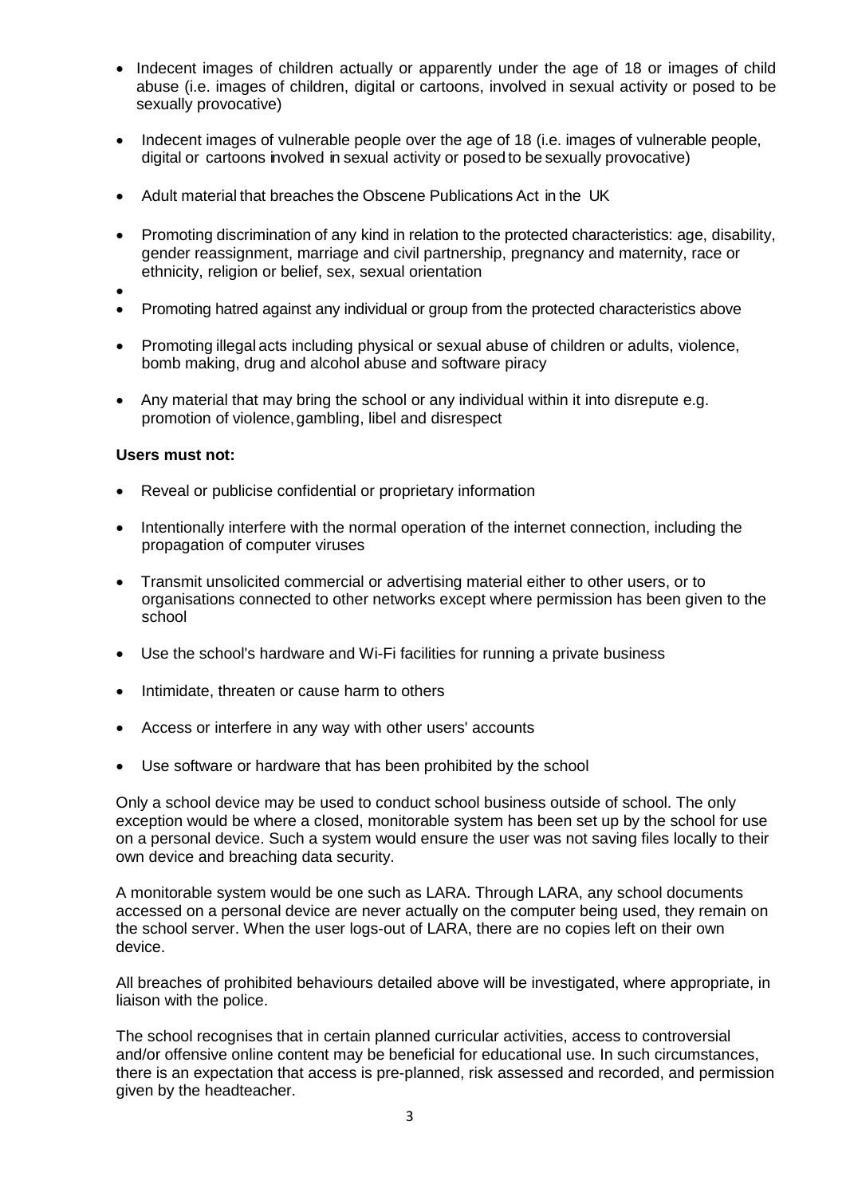- Indecent images of children actually or apparently under the age of 18 or images of child abuse (i.e. images of children, digital or cartoons, involved in sexual activity or posed to be sexually provocative)
- Indecent images of vulnerable people over the age of 18 (i.e. images of vulnerable people, digital or cartoons involved in sexual activity or posed to be sexually provocative)
- Adult material that breaches the Obscene Publications Act in the UK
- Promoting discrimination of any kind in relation to the protected characteristics: age, disability, gender reassignment, marriage and civil partnership, pregnancy and maternity, race or ethnicity, religion or belief, sex, sexual orientation
- Promoting hatred against any individual or group from the protected characteristics above
- Promoting illegal acts including physical or sexual abuse of children or adults, violence, bomb making, drug and alcohol abuse and software piracy
- Any material that may bring the school or any individual within it into disrepute e.g. promotion of violence, gambling, libel and disrespect

**Users must not:**

- Reveal or publicise confidential or proprietary information
- Intentionally interfere with the normal operation of the internet connection, including the propagation of computer viruses
- Transmit unsolicited commercial or advertising material either to other users, or to organisations connected to other networks except where permission has been given to the school
- Use the school's hardware and Wi-Fi facilities for running a private business
- Intimidate, threaten or cause harm to others
- Access or interfere in any way with other users' accounts
- Use software or hardware that has been prohibited by the school

Only a school device may be used to conduct school business outside of school. The only exception would be where a closed, monitorable system has been set up by the school for use on a personal device. Such a system would ensure the user was not saving files locally to their own device and breaching data security.

A monitorable system would be one such as LARA. Through LARA, any school documents accessed on a personal device are never actually on the computer being used, they remain on the school server. When the user logs-out of LARA, there are no copies left on their own device.

All breaches of prohibited behaviours detailed above will be investigated, where appropriate, in liaison with the police.

The school recognises that in certain planned curricular activities, access to controversial and/or offensive online content may be beneficial for educational use. In such circumstances, there is an expectation that access is pre-planned, risk assessed and recorded, and permission given by the headteacher.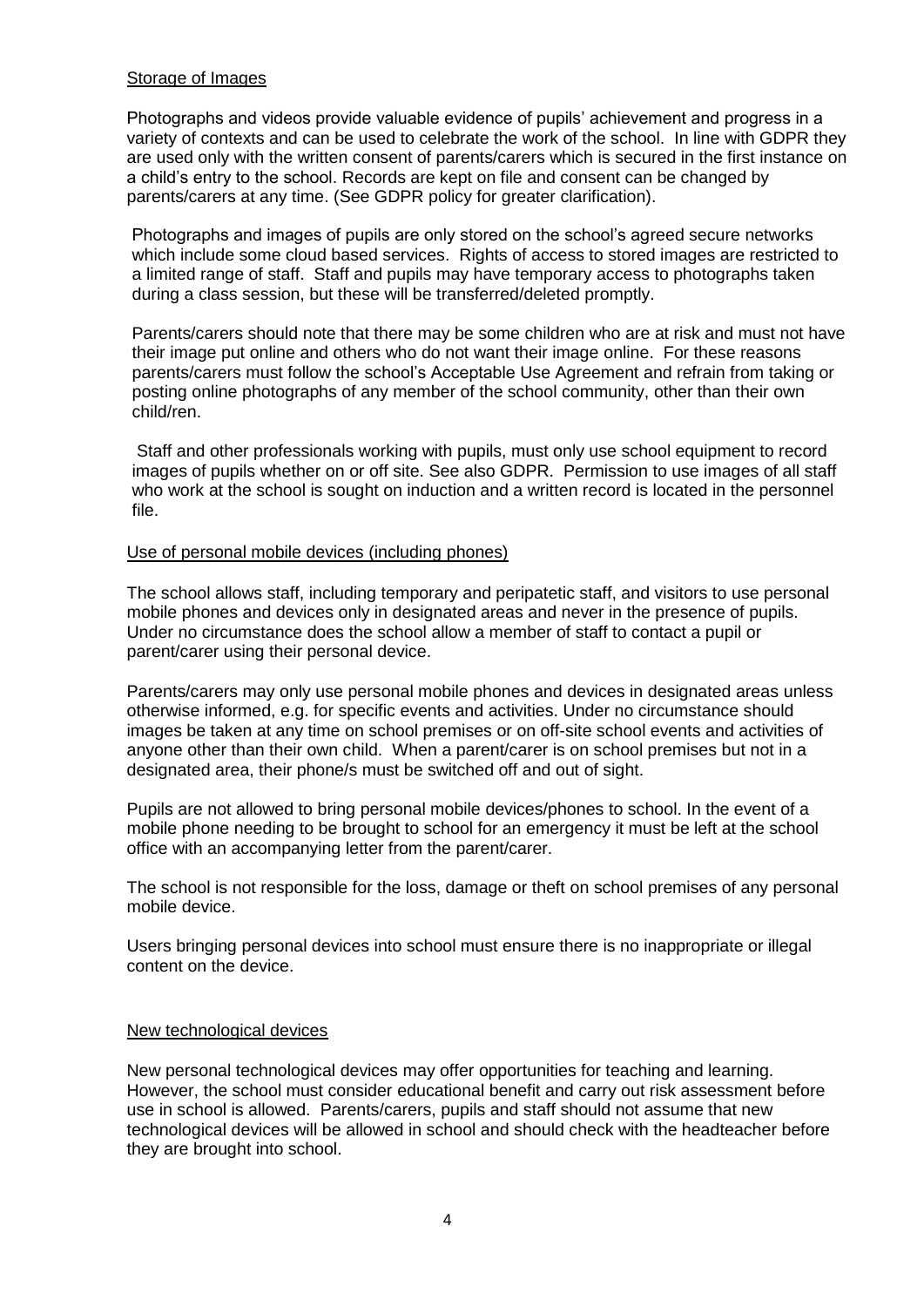Storage of Images

Photographs and videos provide valuable evidence of pupils' achievement and progress in a variety of contexts and can be used to celebrate the work of the school. In line with GDPR they are used only with the written consent of parents/carers which is secured in the first instance on a child's entry to the school. Records are kept on file and consent can be changed by parents/carers at any time. (See GDPR policy for greater clarification).

Photographs and images of pupils are only stored on the school's agreed secure networks which include some cloud based services. Rights of access to stored images are restricted to a limited range of staff. Staff and pupils may have temporary access to photographs taken during a class session, but these will be transferred/deleted promptly.

Parents/carers should note that there may be some children who are at risk and must not have their image put online and others who do not want their image online. For these reasons parents/carers must follow the school's Acceptable Use Agreement and refrain from taking or posting online photographs of any member of the school community, other than their own child/ren.

Staff and other professionals working with pupils, must only use school equipment to record images of pupils whether on or off site. See also GDPR. Permission to use images of all staff who work at the school is sought on induction and a written record is located in the personnel file.

Use of personal mobile devices (including phones)

The school allows staff, including temporary and peripatetic staff, and visitors to use personal mobile phones and devices only in designated areas and never in the presence of pupils. Under no circumstance does the school allow a member of staff to contact a pupil or parent/carer using their personal device.

Parents/carers may only use personal mobile phones and devices in designated areas unless otherwise informed, e.g. for specific events and activities. Under no circumstance should images be taken at any time on school premises or on off-site school events and activities of anyone other than their own child. When a parent/carer is on school premises but not in a designated area, their phone/s must be switched off and out of sight.

Pupils are not allowed to bring personal mobile devices/phones to school. In the event of a mobile phone needing to be brought to school for an emergency it must be left at the school office with an accompanying letter from the parent/carer.

The school is not responsible for the loss, damage or theft on school premises of any personal mobile device.

Users bringing personal devices into school must ensure there is no inappropriate or illegal content on the device.

New technological devices

New personal technological devices may offer opportunities for teaching and learning. However, the school must consider educational benefit and carry out risk assessment before use in school is allowed. Parents/carers, pupils and staff should not assume that new technological devices will be allowed in school and should check with the headteacher before they are brought into school.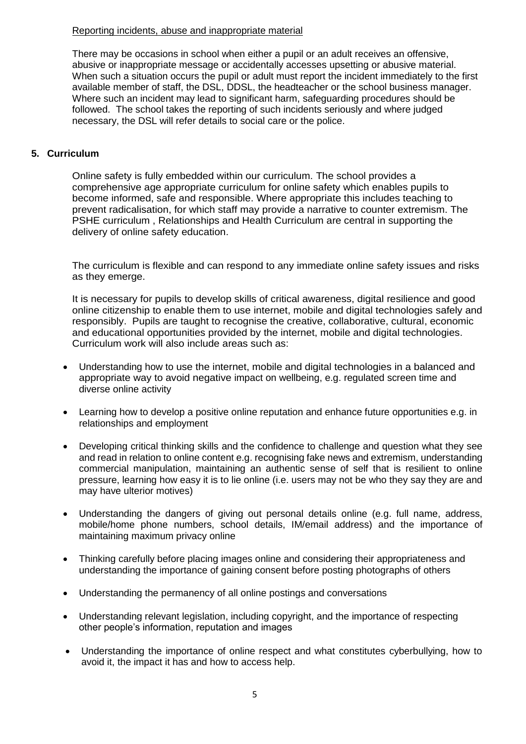Reporting incidents, abuse and inappropriate material

There may be occasions in school when either a pupil or an adult receives an offensive, abusive or inappropriate message or accidentally accesses upsetting or abusive material. When such a situation occurs the pupil or adult must report the incident immediately to the first available member of staff, the DSL, DDSL, the headteacher or the school business manager. Where such an incident may lead to significant harm, safeguarding procedures should be followed. The school takes the reporting of such incidents seriously and where judged necessary, the DSL will refer details to social care or the police.

## 5. Curriculum

Online safety is fully embedded within our curriculum. The school provides a comprehensive age appropriate curriculum for online safety which enables pupils to become informed, safe and responsible. Where appropriate this includes teaching to prevent radicalisation, for which staff may provide a narrative to counter extremism. The PSHE curriculum , Relationships and Health Curriculum are central in supporting the delivery of online safety education.

The curriculum is flexible and can respond to any immediate online safety issues and risks as they emerge.

It is necessary for pupils to develop skills of critical awareness, digital resilience and good online citizenship to enable them to use internet, mobile and digital technologies safely and responsibly. Pupils are taught to recognise the creative, collaborative, cultural, economic and educational opportunities provided by the internet, mobile and digital technologies. Curriculum work will also include areas such as:

- Understanding how to use the internet, mobile and digital technologies in a balanced and appropriate way to avoid negative impact on wellbeing, e.g. regulated screen time and diverse online activity
- Learning how to develop a positive online reputation and enhance future opportunities e.g. in relationships and employment
- Developing critical thinking skills and the confidence to challenge and question what they see and read in relation to online content e.g. recognising fake news and extremism, understanding commercial manipulation, maintaining an authentic sense of self that is resilient to online pressure, learning how easy it is to lie online (i.e. users may not be who they say they are and may have ulterior motives)
- Understanding the dangers of giving out personal details online (e.g. full name, address, mobile/home phone numbers, school details, IM/email address) and the importance of maintaining maximum privacy online
- Thinking carefully before placing images online and considering their appropriateness and understanding the importance of gaining consent before posting photographs of others
- Understanding the permanency of all online postings and conversations
- Understanding relevant legislation, including copyright, and the importance of respecting other people's information, reputation and images
- Understanding the importance of online respect and what constitutes cyberbullying, how to avoid it, the impact it has and how to access help.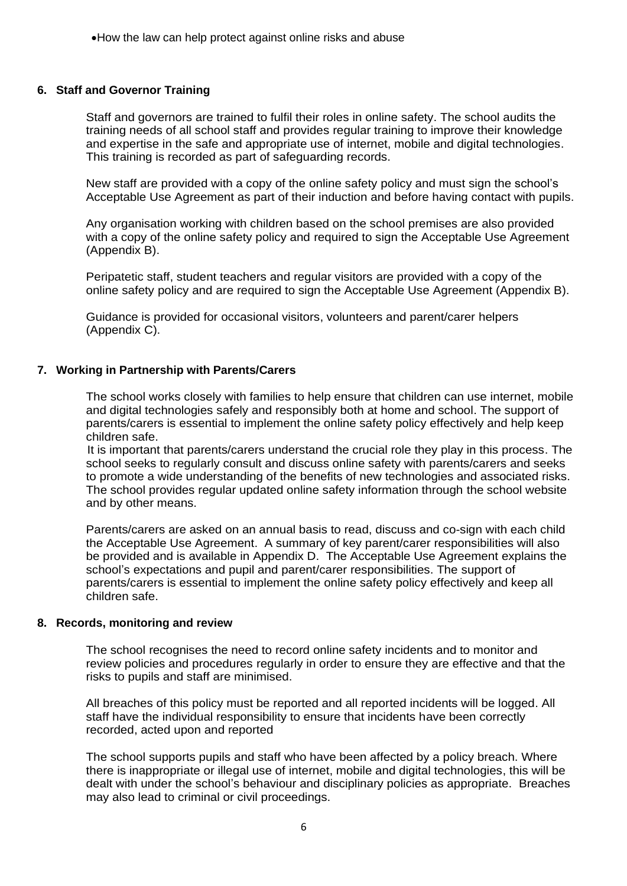- How the law can help protect against online risks and abuse

## 6. Staff and Governor Training

Staff and governors are trained to fulfil their roles in online safety. The school audits the training needs of all school staff and provides regular training to improve their knowledge and expertise in the safe and appropriate use of internet, mobile and digital technologies. This training is recorded as part of safeguarding records.

New staff are provided with a copy of the online safety policy and must sign the school's Acceptable Use Agreement as part of their induction and before having contact with pupils.

Any organisation working with children based on the school premises are also provided with a copy of the online safety policy and required to sign the Acceptable Use Agreement (Appendix B).

Peripatetic staff, student teachers and regular visitors are provided with a copy of the online safety policy and are required to sign the Acceptable Use Agreement (Appendix B).

Guidance is provided for occasional visitors, volunteers and parent/carer helpers (Appendix C).

## 7. Working in Partnership with Parents/Carers

The school works closely with families to help ensure that children can use internet, mobile and digital technologies safely and responsibly both at home and school. The support of parents/carers is essential to implement the online safety policy effectively and help keep children safe.

It is important that parents/carers understand the crucial role they play in this process. The school seeks to regularly consult and discuss online safety with parents/carers and seeks to promote a wide understanding of the benefits of new technologies and associated risks. The school provides regular updated online safety information through the school website and by other means.

Parents/carers are asked on an annual basis to read, discuss and co-sign with each child the Acceptable Use Agreement. A summary of key parent/carer responsibilities will also be provided and is available in Appendix D. The Acceptable Use Agreement explains the school's expectations and pupil and parent/carer responsibilities. The support of parents/carers is essential to implement the online safety policy effectively and keep all children safe.

## 8. Records, monitoring and review

The school recognises the need to record online safety incidents and to monitor and review policies and procedures regularly in order to ensure they are effective and that the risks to pupils and staff are minimised.

All breaches of this policy must be reported and all reported incidents will be logged. All staff have the individual responsibility to ensure that incidents have been correctly recorded, acted upon and reported

The school supports pupils and staff who have been affected by a policy breach. Where there is inappropriate or illegal use of internet, mobile and digital technologies, this will be dealt with under the school's behaviour and disciplinary policies as appropriate. Breaches may also lead to criminal or civil proceedings.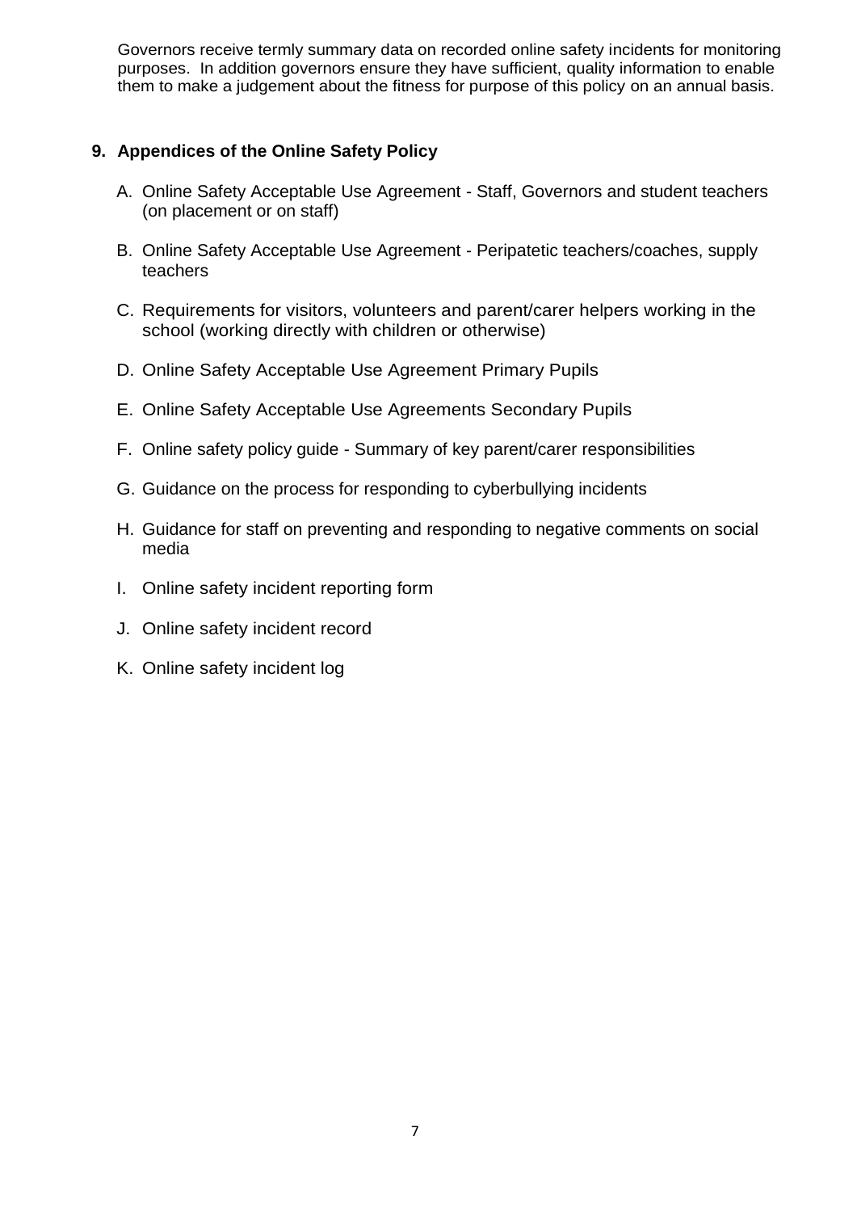Governors receive termly summary data on recorded online safety incidents for monitoring purposes. In addition governors ensure they have sufficient, quality information to enable them to make a judgement about the fitness for purpose of this policy on an annual basis.

## 9. Appendices of the Online Safety Policy

A. Online Safety Acceptable Use Agreement - Staff, Governors and student teachers (on placement or on staff)

B. Online Safety Acceptable Use Agreement - Peripatetic teachers/coaches, supply teachers

C. Requirements for visitors, volunteers and parent/carer helpers working in the school (working directly with children or otherwise)

D. Online Safety Acceptable Use Agreement Primary Pupils

E. Online Safety Acceptable Use Agreements Secondary Pupils

F. Online safety policy guide - Summary of key parent/carer responsibilities

G. Guidance on the process for responding to cyberbullying incidents

H. Guidance for staff on preventing and responding to negative comments on social media

I. Online safety incident reporting form

J. Online safety incident record

K. Online safety incident log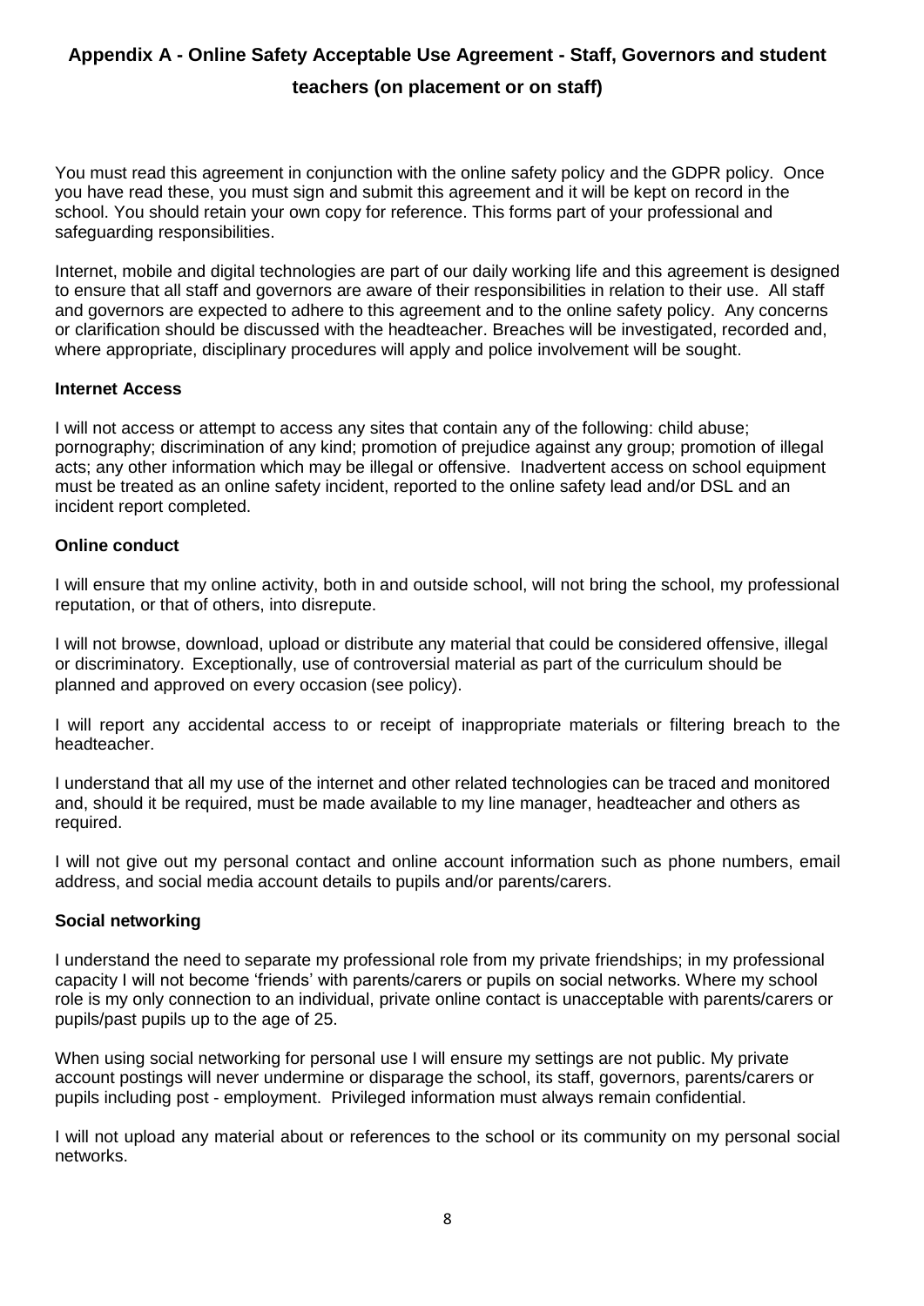## Appendix A - Online Safety Acceptable Use Agreement - Staff, Governors and student teachers (on placement or on staff)

You must read this agreement in conjunction with the online safety policy and the GDPR policy. Once you have read these, you must sign and submit this agreement and it will be kept on record in the school. You should retain your own copy for reference. This forms part of your professional and safeguarding responsibilities.

Internet, mobile and digital technologies are part of our daily working life and this agreement is designed to ensure that all staff and governors are aware of their responsibilities in relation to their use. All staff and governors are expected to adhere to this agreement and to the online safety policy. Any concerns or clarification should be discussed with the headteacher. Breaches will be investigated, recorded and, where appropriate, disciplinary procedures will apply and police involvement will be sought.

**Internet Access**

I will not access or attempt to access any sites that contain any of the following: child abuse; pornography; discrimination of any kind; promotion of prejudice against any group; promotion of illegal acts; any other information which may be illegal or offensive. Inadvertent access on school equipment must be treated as an online safety incident, reported to the online safety lead and/or DSL and an incident report completed.

**Online conduct**

I will ensure that my online activity, both in and outside school, will not bring the school, my professional reputation, or that of others, into disrepute.

I will not browse, download, upload or distribute any material that could be considered offensive, illegal or discriminatory. Exceptionally, use of controversial material as part of the curriculum should be planned and approved on every occasion (see policy).

I will report any accidental access to or receipt of inappropriate materials or filtering breach to the headteacher.

I understand that all my use of the internet and other related technologies can be traced and monitored and, should it be required, must be made available to my line manager, headteacher and others as required.

I will not give out my personal contact and online account information such as phone numbers, email address, and social media account details to pupils and/or parents/carers.

**Social networking**

I understand the need to separate my professional role from my private friendships; in my professional capacity I will not become 'friends' with parents/carers or pupils on social networks. Where my school role is my only connection to an individual, private online contact is unacceptable with parents/carers or pupils/past pupils up to the age of 25.

When using social networking for personal use I will ensure my settings are not public. My private account postings will never undermine or disparage the school, its staff, governors, parents/carers or pupils including post - employment. Privileged information must always remain confidential.

I will not upload any material about or references to the school or its community on my personal social networks.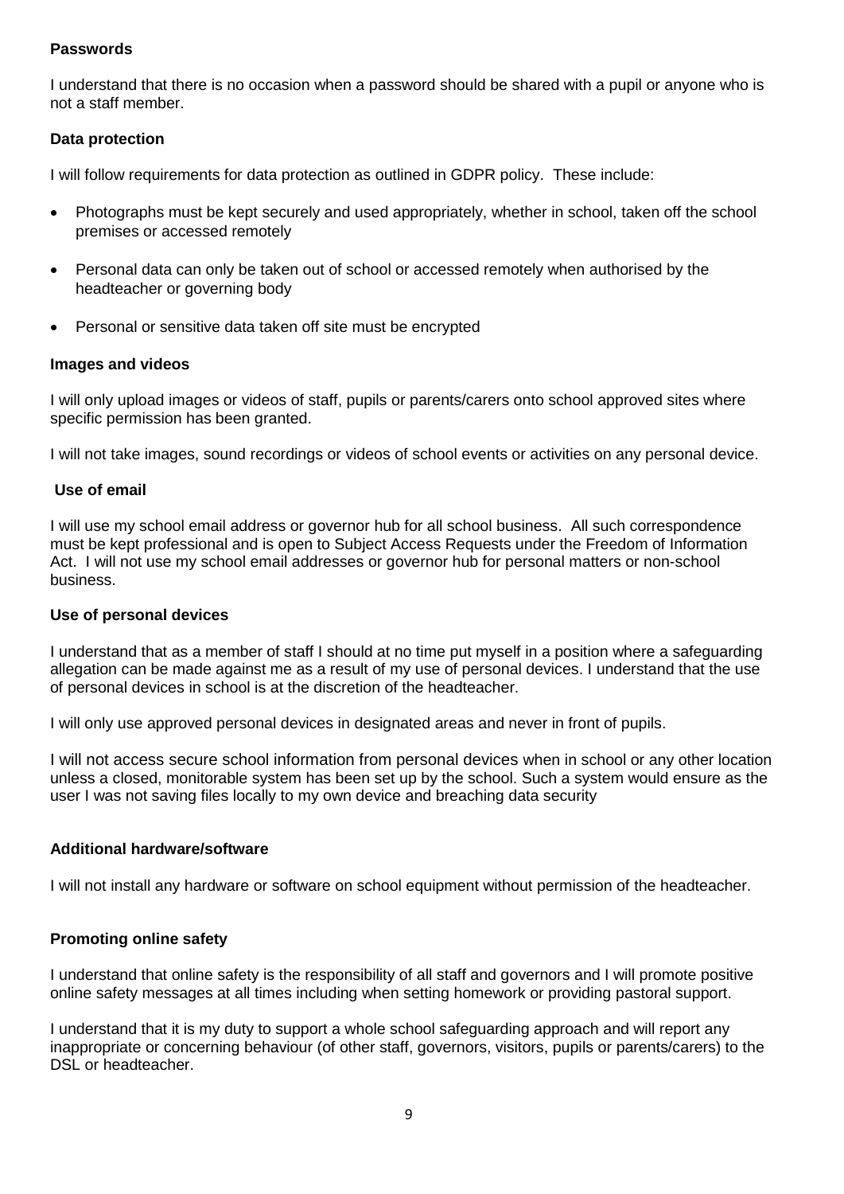**Passwords**

I understand that there is no occasion when a password should be shared with a pupil or anyone who is not a staff member.

**Data protection**

I will follow requirements for data protection as outlined in GDPR policy. These include:

- Photographs must be kept securely and used appropriately, whether in school, taken off the school premises or accessed remotely
- Personal data can only be taken out of school or accessed remotely when authorised by the headteacher or governing body
- Personal or sensitive data taken off site must be encrypted

**Images and videos**

I will only upload images or videos of staff, pupils or parents/carers onto school approved sites where specific permission has been granted.

I will not take images, sound recordings or videos of school events or activities on any personal device.

**Use of email**

I will use my school email address or governor hub for all school business. All such correspondence must be kept professional and is open to Subject Access Requests under the Freedom of Information Act. I will not use my school email addresses or governor hub for personal matters or non-school business.

**Use of personal devices**

I understand that as a member of staff I should at no time put myself in a position where a safeguarding allegation can be made against me as a result of my use of personal devices. I understand that the use of personal devices in school is at the discretion of the headteacher.

I will only use approved personal devices in designated areas and never in front of pupils.

I will not access secure school information from personal devices when in school or any other location unless a closed, monitorable system has been set up by the school. Such a system would ensure as the user I was not saving files locally to my own device and breaching data security

**Additional hardware/software**

I will not install any hardware or software on school equipment without permission of the headteacher.

**Promoting online safety**

I understand that online safety is the responsibility of all staff and governors and I will promote positive online safety messages at all times including when setting homework or providing pastoral support.

I understand that it is my duty to support a whole school safeguarding approach and will report any inappropriate or concerning behaviour (of other staff, governors, visitors, pupils or parents/carers) to the DSL or headteacher.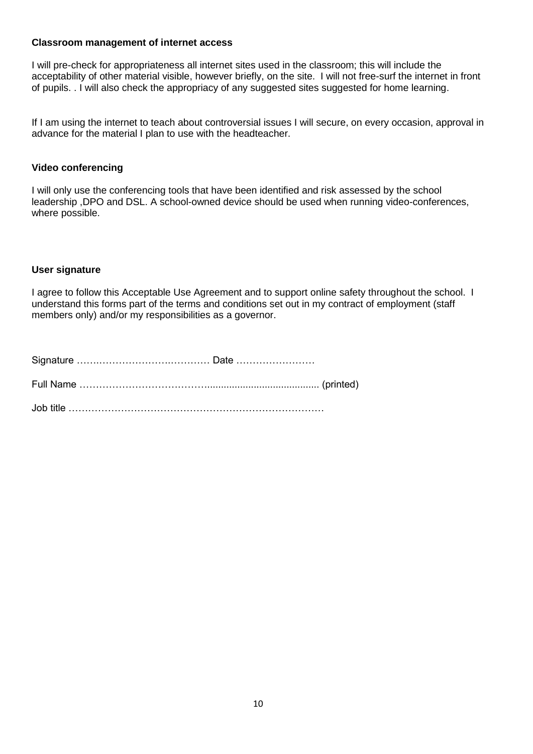**Classroom management of internet access**

I will pre-check for appropriateness all internet sites used in the classroom; this will include the acceptability of other material visible, however briefly, on the site. I will not free-surf the internet in front of pupils. . I will also check the appropriacy of any suggested sites suggested for home learning.

If I am using the internet to teach about controversial issues I will secure, on every occasion, approval in advance for the material I plan to use with the headteacher.

**Video conferencing**

I will only use the conferencing tools that have been identified and risk assessed by the school leadership ,DPO and DSL. A school-owned device should be used when running video-conferences, where possible.

**User signature**

I agree to follow this Acceptable Use Agreement and to support online safety throughout the school. I understand this forms part of the terms and conditions set out in my contract of employment (staff members only) and/or my responsibilities as a governor.

Signature …….……………………….………… Date ……………………

Full Name ………………………………….......................................... (printed)

Job title ……………………………………………………………………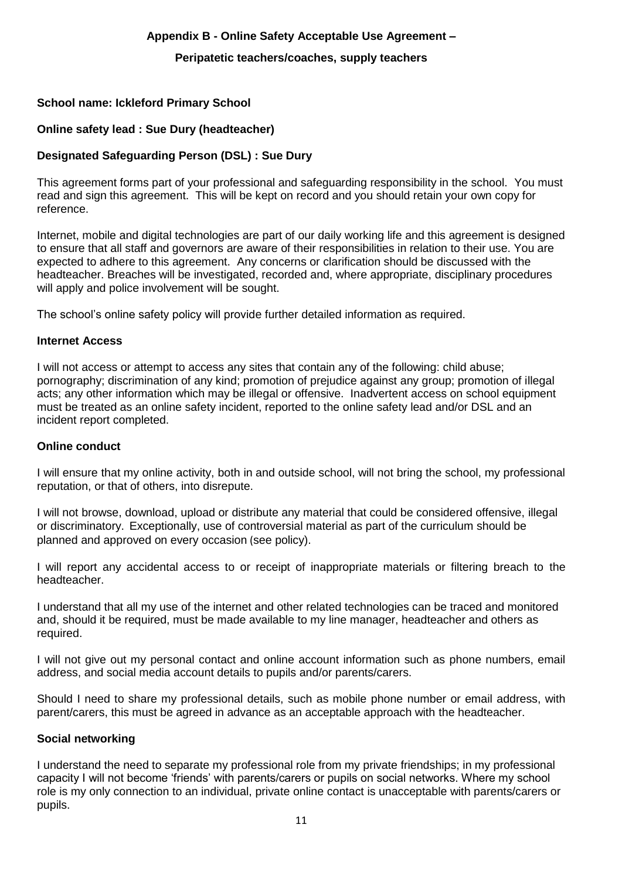## Appendix B - Online Safety Acceptable Use Agreement –

### Peripatetic teachers/coaches, supply teachers

**School name: Ickleford Primary School**

**Online safety lead : Sue Dury (headteacher)**

**Designated Safeguarding Person (DSL) : Sue Dury**

This agreement forms part of your professional and safeguarding responsibility in the school. You must read and sign this agreement. This will be kept on record and you should retain your own copy for reference.

Internet, mobile and digital technologies are part of our daily working life and this agreement is designed to ensure that all staff and governors are aware of their responsibilities in relation to their use. You are expected to adhere to this agreement. Any concerns or clarification should be discussed with the headteacher. Breaches will be investigated, recorded and, where appropriate, disciplinary procedures will apply and police involvement will be sought.

The school's online safety policy will provide further detailed information as required.

### Internet Access

I will not access or attempt to access any sites that contain any of the following: child abuse; pornography; discrimination of any kind; promotion of prejudice against any group; promotion of illegal acts; any other information which may be illegal or offensive. Inadvertent access on school equipment must be treated as an online safety incident, reported to the online safety lead and/or DSL and an incident report completed.

### Online conduct

I will ensure that my online activity, both in and outside school, will not bring the school, my professional reputation, or that of others, into disrepute.

I will not browse, download, upload or distribute any material that could be considered offensive, illegal or discriminatory. Exceptionally, use of controversial material as part of the curriculum should be planned and approved on every occasion (see policy).

I will report any accidental access to or receipt of inappropriate materials or filtering breach to the headteacher.

I understand that all my use of the internet and other related technologies can be traced and monitored and, should it be required, must be made available to my line manager, headteacher and others as required.

I will not give out my personal contact and online account information such as phone numbers, email address, and social media account details to pupils and/or parents/carers.

Should I need to share my professional details, such as mobile phone number or email address, with parent/carers, this must be agreed in advance as an acceptable approach with the headteacher.

### Social networking

I understand the need to separate my professional role from my private friendships; in my professional capacity I will not become 'friends' with parents/carers or pupils on social networks. Where my school role is my only connection to an individual, private online contact is unacceptable with parents/carers or pupils.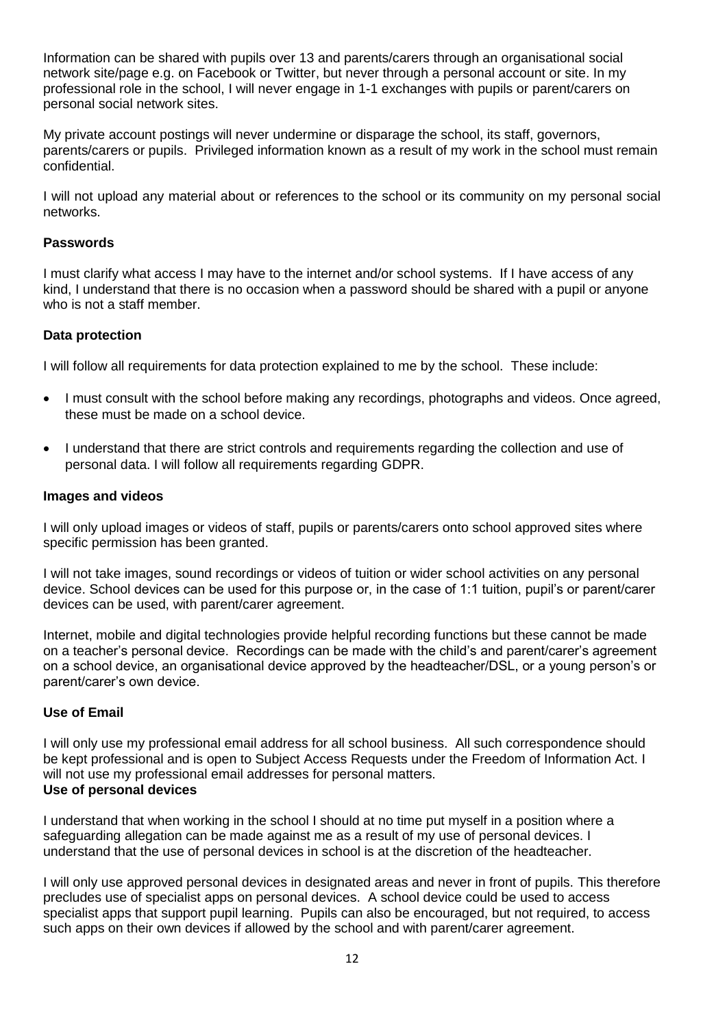Information can be shared with pupils over 13 and parents/carers through an organisational social network site/page e.g. on Facebook or Twitter, but never through a personal account or site. In my professional role in the school, I will never engage in 1-1 exchanges with pupils or parent/carers on personal social network sites.

My private account postings will never undermine or disparage the school, its staff, governors, parents/carers or pupils. Privileged information known as a result of my work in the school must remain confidential.

I will not upload any material about or references to the school or its community on my personal social networks.

**Passwords**

I must clarify what access I may have to the internet and/or school systems. If I have access of any kind, I understand that there is no occasion when a password should be shared with a pupil or anyone who is not a staff member.

**Data protection**

I will follow all requirements for data protection explained to me by the school. These include:

- I must consult with the school before making any recordings, photographs and videos. Once agreed, these must be made on a school device.
- I understand that there are strict controls and requirements regarding the collection and use of personal data. I will follow all requirements regarding GDPR.

**Images and videos**

I will only upload images or videos of staff, pupils or parents/carers onto school approved sites where specific permission has been granted.

I will not take images, sound recordings or videos of tuition or wider school activities on any personal device. School devices can be used for this purpose or, in the case of 1:1 tuition, pupil's or parent/carer devices can be used, with parent/carer agreement.

Internet, mobile and digital technologies provide helpful recording functions but these cannot be made on a teacher's personal device. Recordings can be made with the child's and parent/carer's agreement on a school device, an organisational device approved by the headteacher/DSL, or a young person's or parent/carer's own device.

**Use of Email**

I will only use my professional email address for all school business. All such correspondence should be kept professional and is open to Subject Access Requests under the Freedom of Information Act. I will not use my professional email addresses for personal matters.

**Use of personal devices**

I understand that when working in the school I should at no time put myself in a position where a safeguarding allegation can be made against me as a result of my use of personal devices. I understand that the use of personal devices in school is at the discretion of the headteacher.

I will only use approved personal devices in designated areas and never in front of pupils. This therefore precludes use of specialist apps on personal devices. A school device could be used to access specialist apps that support pupil learning. Pupils can also be encouraged, but not required, to access such apps on their own devices if allowed by the school and with parent/carer agreement.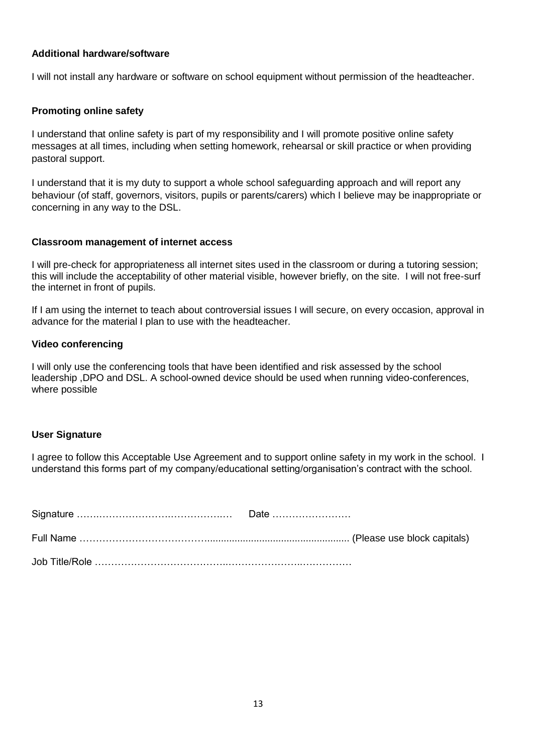**Additional hardware/software**

I will not install any hardware or software on school equipment without permission of the headteacher.

**Promoting online safety**

I understand that online safety is part of my responsibility and I will promote positive online safety messages at all times, including when setting homework, rehearsal or skill practice or when providing pastoral support.

I understand that it is my duty to support a whole school safeguarding approach and will report any behaviour (of staff, governors, visitors, pupils or parents/carers) which I believe may be inappropriate or concerning in any way to the DSL.

**Classroom management of internet access**

I will pre-check for appropriateness all internet sites used in the classroom or during a tutoring session; this will include the acceptability of other material visible, however briefly, on the site. I will not free-surf the internet in front of pupils.

If I am using the internet to teach about controversial issues I will secure, on every occasion, approval in advance for the material I plan to use with the headteacher.

**Video conferencing**

I will only use the conferencing tools that have been identified and risk assessed by the school leadership ,DPO and DSL. A school-owned device should be used when running video-conferences, where possible

**User Signature**

I agree to follow this Acceptable Use Agreement and to support online safety in my work in the school. I understand this forms part of my company/educational setting/organisation's contract with the school.

Signature …….………………….……………….… Date ……………………

Full Name ………………………………….................................................... (Please use block capitals)

Job Title/Role …………………………………..…………………..……………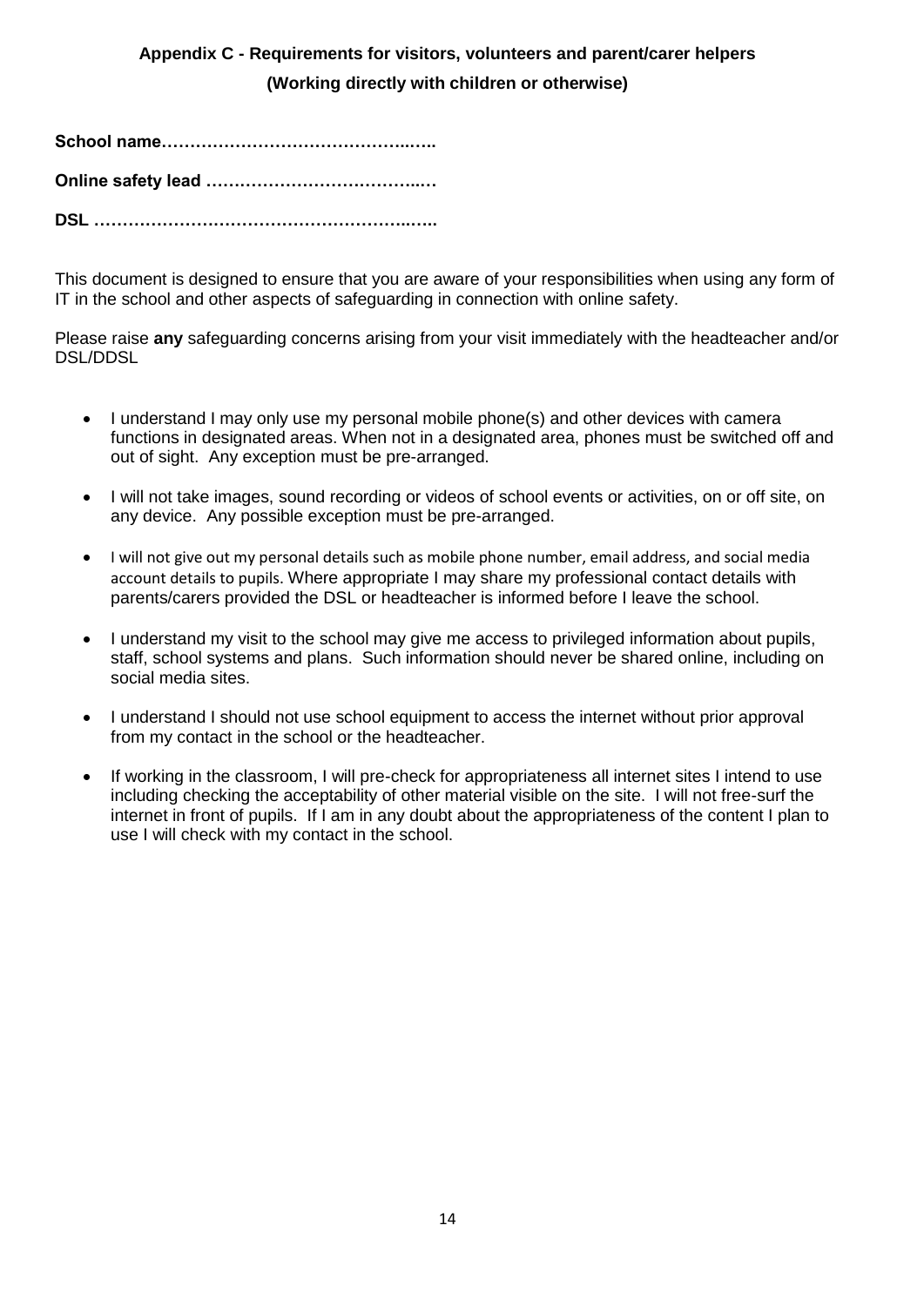## Appendix C - Requirements for visitors, volunteers and parent/carer helpers

**(Working directly with children or otherwise)**

**School name……………………………………..…..**

**Online safety lead ………………………………..…**

**DSL ………………………………………………..…..**

This document is designed to ensure that you are aware of your responsibilities when using any form of IT in the school and other aspects of safeguarding in connection with online safety.

Please raise **any** safeguarding concerns arising from your visit immediately with the headteacher and/or DSL/DDSL

- I understand I may only use my personal mobile phone(s) and other devices with camera functions in designated areas. When not in a designated area, phones must be switched off and out of sight. Any exception must be pre-arranged.
- I will not take images, sound recording or videos of school events or activities, on or off site, on any device. Any possible exception must be pre-arranged.
- I will not give out my personal details such as mobile phone number, email address, and social media account details to pupils. Where appropriate I may share my professional contact details with parents/carers provided the DSL or headteacher is informed before I leave the school.
- I understand my visit to the school may give me access to privileged information about pupils, staff, school systems and plans. Such information should never be shared online, including on social media sites.
- I understand I should not use school equipment to access the internet without prior approval from my contact in the school or the headteacher.
- If working in the classroom, I will pre-check for appropriateness all internet sites I intend to use including checking the acceptability of other material visible on the site. I will not free-surf the internet in front of pupils. If I am in any doubt about the appropriateness of the content I plan to use I will check with my contact in the school.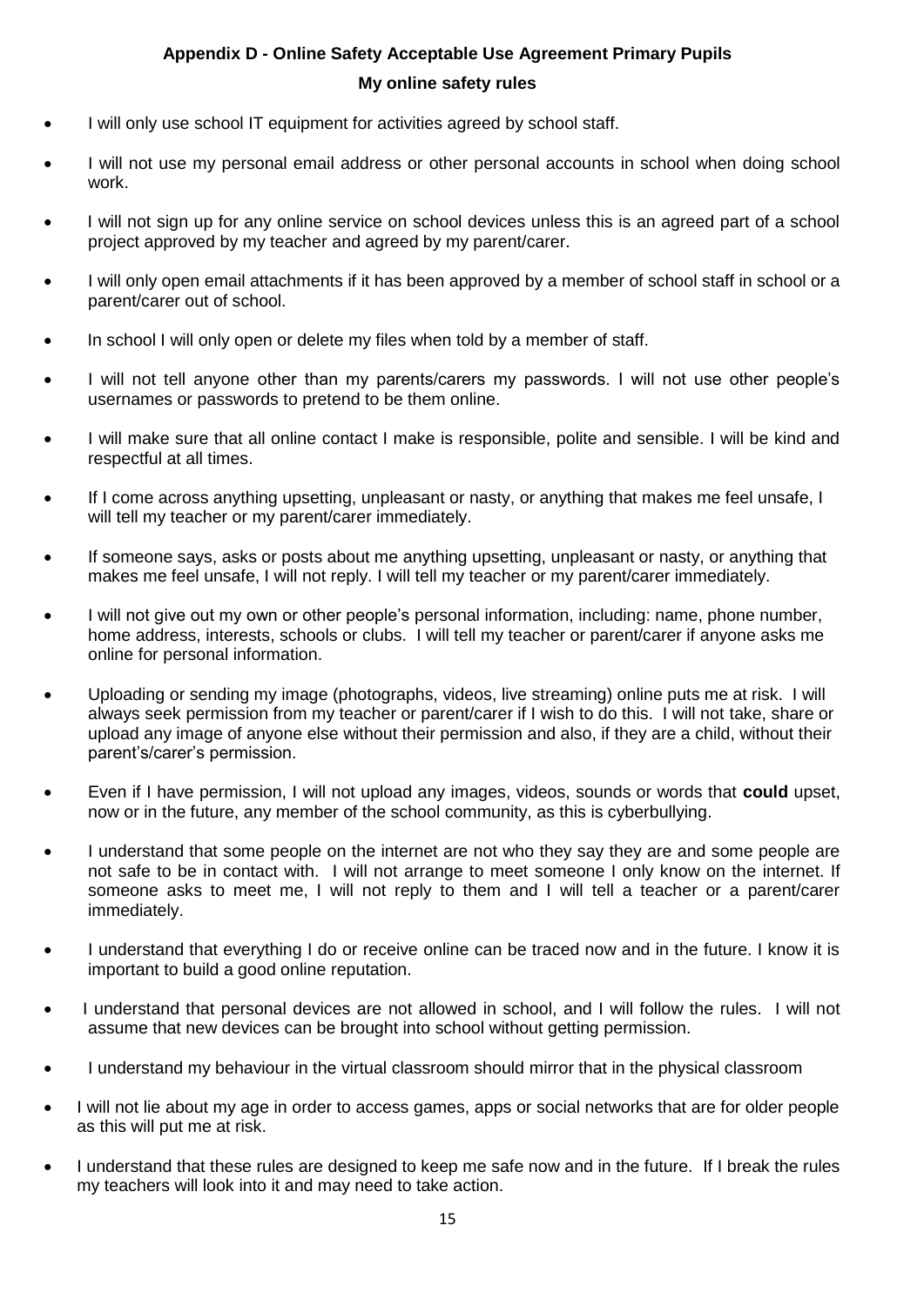## Appendix D - Online Safety Acceptable Use Agreement Primary Pupils

### My online safety rules

- I will only use school IT equipment for activities agreed by school staff.
- I will not use my personal email address or other personal accounts in school when doing school work.
- I will not sign up for any online service on school devices unless this is an agreed part of a school project approved by my teacher and agreed by my parent/carer.
- I will only open email attachments if it has been approved by a member of school staff in school or a parent/carer out of school.
- In school I will only open or delete my files when told by a member of staff.
- I will not tell anyone other than my parents/carers my passwords. I will not use other people's usernames or passwords to pretend to be them online.
- I will make sure that all online contact I make is responsible, polite and sensible. I will be kind and respectful at all times.
- If I come across anything upsetting, unpleasant or nasty, or anything that makes me feel unsafe, I will tell my teacher or my parent/carer immediately.
- If someone says, asks or posts about me anything upsetting, unpleasant or nasty, or anything that makes me feel unsafe, I will not reply. I will tell my teacher or my parent/carer immediately.
- I will not give out my own or other people's personal information, including: name, phone number, home address, interests, schools or clubs. I will tell my teacher or parent/carer if anyone asks me online for personal information.
- Uploading or sending my image (photographs, videos, live streaming) online puts me at risk. I will always seek permission from my teacher or parent/carer if I wish to do this. I will not take, share or upload any image of anyone else without their permission and also, if they are a child, without their parent's/carer's permission.
- Even if I have permission, I will not upload any images, videos, sounds or words that **could** upset, now or in the future, any member of the school community, as this is cyberbullying.
- I understand that some people on the internet are not who they say they are and some people are not safe to be in contact with. I will not arrange to meet someone I only know on the internet. If someone asks to meet me, I will not reply to them and I will tell a teacher or a parent/carer immediately.
- I understand that everything I do or receive online can be traced now and in the future. I know it is important to build a good online reputation.
- I understand that personal devices are not allowed in school, and I will follow the rules. I will not assume that new devices can be brought into school without getting permission.
- I understand my behaviour in the virtual classroom should mirror that in the physical classroom
- I will not lie about my age in order to access games, apps or social networks that are for older people as this will put me at risk.
- I understand that these rules are designed to keep me safe now and in the future. If I break the rules my teachers will look into it and may need to take action.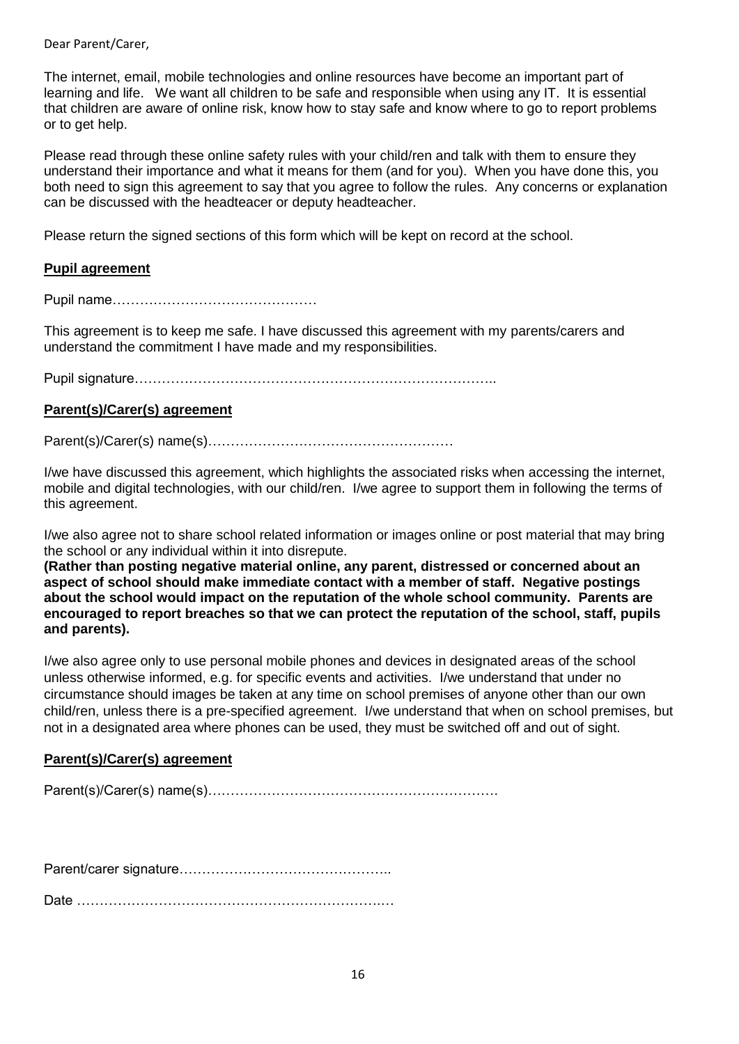Dear Parent/Carer,

The internet, email, mobile technologies and online resources have become an important part of learning and life. We want all children to be safe and responsible when using any IT. It is essential that children are aware of online risk, know how to stay safe and know where to go to report problems or to get help.

Please read through these online safety rules with your child/ren and talk with them to ensure they understand their importance and what it means for them (and for you). When you have done this, you both need to sign this agreement to say that you agree to follow the rules. Any concerns or explanation can be discussed with the headteacer or deputy headteacher.

Please return the signed sections of this form which will be kept on record at the school.

**Pupil agreement**

Pupil name………………………………………

This agreement is to keep me safe. I have discussed this agreement with my parents/carers and understand the commitment I have made and my responsibilities.

Pupil signature……………………………………………………………………..

**Parent(s)/Carer(s) agreement**

Parent(s)/Carer(s) name(s)……………………………………………

I/we have discussed this agreement, which highlights the associated risks when accessing the internet, mobile and digital technologies, with our child/ren. I/we agree to support them in following the terms of this agreement.

I/we also agree not to share school related information or images online or post material that may bring the school or any individual within it into disrepute.
**(Rather than posting negative material online, any parent, distressed or concerned about an aspect of school should make immediate contact with a member of staff. Negative postings about the school would impact on the reputation of the whole school community. Parents are encouraged to report breaches so that we can protect the reputation of the school, staff, pupils and parents).**

I/we also agree only to use personal mobile phones and devices in designated areas of the school unless otherwise informed, e.g. for specific events and activities. I/we understand that under no circumstance should images be taken at any time on school premises of anyone other than our own child/ren, unless there is a pre-specified agreement. I/we understand that when on school premises, but not in a designated area where phones can be used, they must be switched off and out of sight.

**Parent(s)/Carer(s) agreement**

Parent(s)/Carer(s) name(s)………………………………………………………

Parent/carer signature………………………………………..

Date ……………………………………………………….…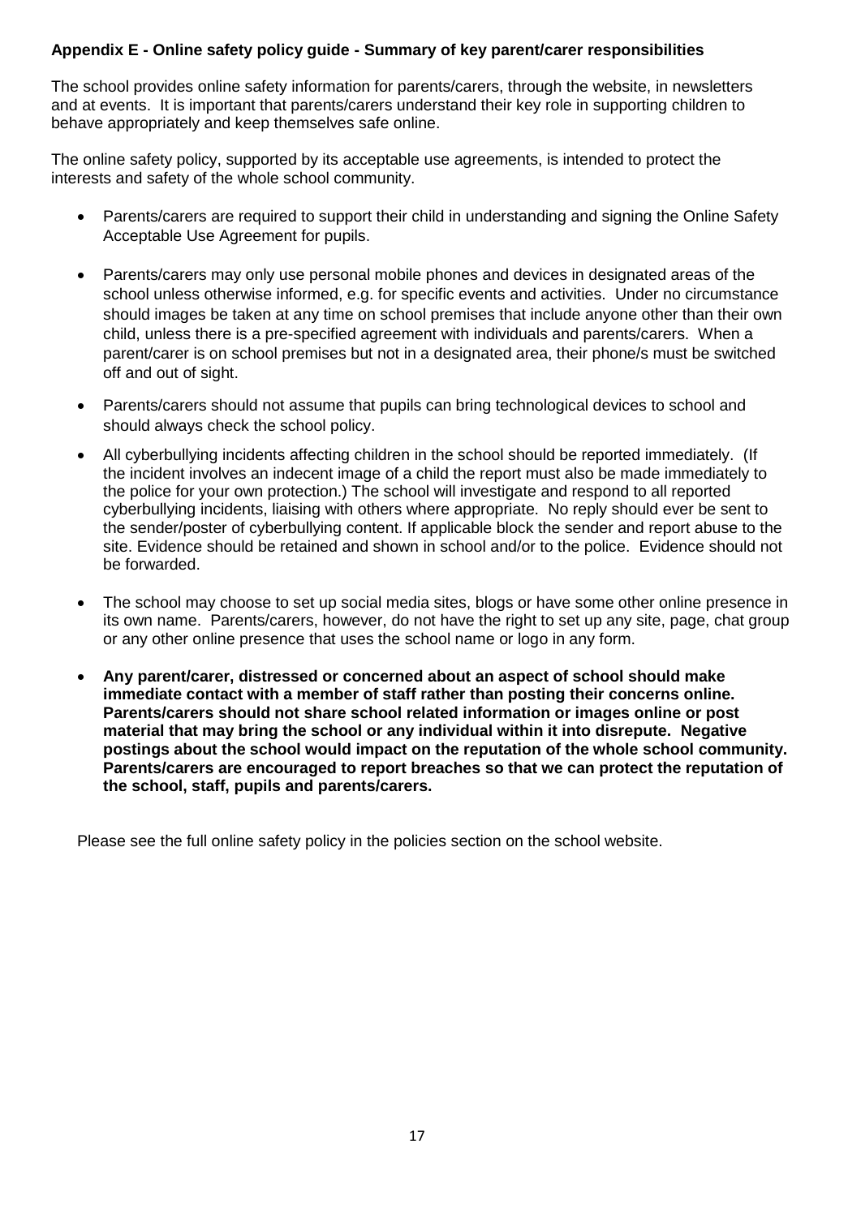**Appendix E - Online safety policy guide - Summary of key parent/carer responsibilities**

The school provides online safety information for parents/carers, through the website, in newsletters and at events. It is important that parents/carers understand their key role in supporting children to behave appropriately and keep themselves safe online.

The online safety policy, supported by its acceptable use agreements, is intended to protect the interests and safety of the whole school community.

- Parents/carers are required to support their child in understanding and signing the Online Safety Acceptable Use Agreement for pupils.
- Parents/carers may only use personal mobile phones and devices in designated areas of the school unless otherwise informed, e.g. for specific events and activities. Under no circumstance should images be taken at any time on school premises that include anyone other than their own child, unless there is a pre-specified agreement with individuals and parents/carers. When a parent/carer is on school premises but not in a designated area, their phone/s must be switched off and out of sight.
- Parents/carers should not assume that pupils can bring technological devices to school and should always check the school policy.
- All cyberbullying incidents affecting children in the school should be reported immediately. (If the incident involves an indecent image of a child the report must also be made immediately to the police for your own protection.) The school will investigate and respond to all reported cyberbullying incidents, liaising with others where appropriate. No reply should ever be sent to the sender/poster of cyberbullying content. If applicable block the sender and report abuse to the site. Evidence should be retained and shown in school and/or to the police. Evidence should not be forwarded.
- The school may choose to set up social media sites, blogs or have some other online presence in its own name. Parents/carers, however, do not have the right to set up any site, page, chat group or any other online presence that uses the school name or logo in any form.
- **Any parent/carer, distressed or concerned about an aspect of school should make immediate contact with a member of staff rather than posting their concerns online. Parents/carers should not share school related information or images online or post material that may bring the school or any individual within it into disrepute. Negative postings about the school would impact on the reputation of the whole school community. Parents/carers are encouraged to report breaches so that we can protect the reputation of the school, staff, pupils and parents/carers.**

Please see the full online safety policy in the policies section on the school website.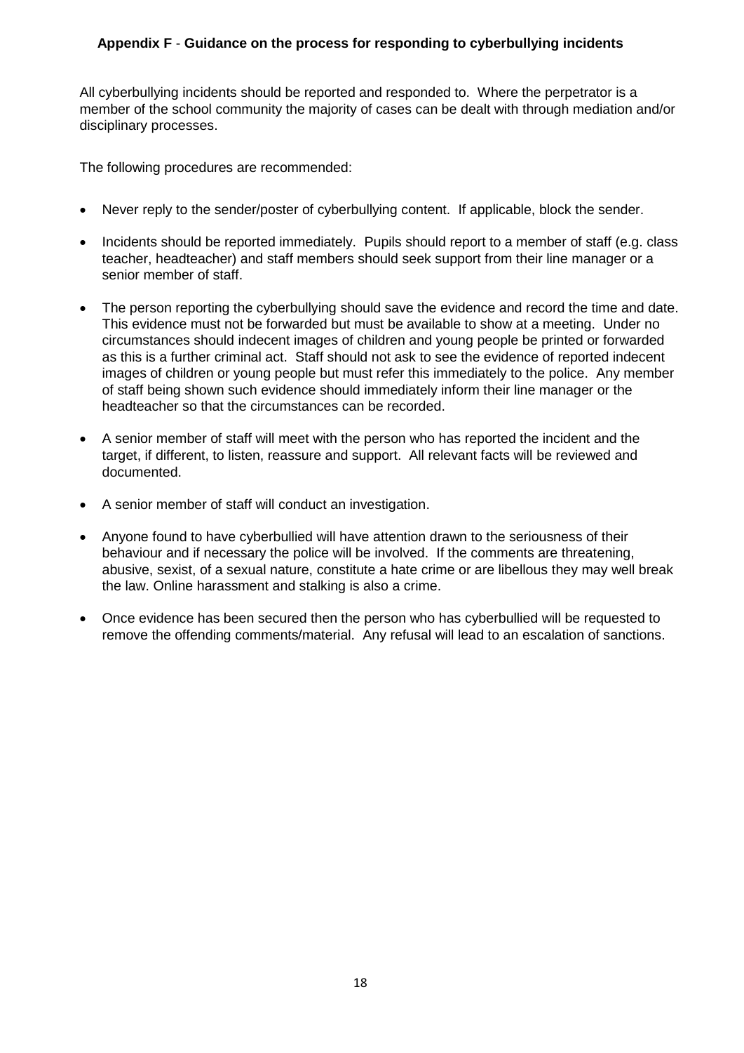### **Appendix F** - **Guidance on the process for responding to cyberbullying incidents**

All cyberbullying incidents should be reported and responded to. Where the perpetrator is a member of the school community the majority of cases can be dealt with through mediation and/or disciplinary processes.

The following procedures are recommended:

- Never reply to the sender/poster of cyberbullying content. If applicable, block the sender.
- Incidents should be reported immediately. Pupils should report to a member of staff (e.g. class teacher, headteacher) and staff members should seek support from their line manager or a senior member of staff.
- The person reporting the cyberbullying should save the evidence and record the time and date. This evidence must not be forwarded but must be available to show at a meeting. Under no circumstances should indecent images of children and young people be printed or forwarded as this is a further criminal act. Staff should not ask to see the evidence of reported indecent images of children or young people but must refer this immediately to the police. Any member of staff being shown such evidence should immediately inform their line manager or the headteacher so that the circumstances can be recorded.
- A senior member of staff will meet with the person who has reported the incident and the target, if different, to listen, reassure and support. All relevant facts will be reviewed and documented.
- A senior member of staff will conduct an investigation.
- Anyone found to have cyberbullied will have attention drawn to the seriousness of their behaviour and if necessary the police will be involved. If the comments are threatening, abusive, sexist, of a sexual nature, constitute a hate crime or are libellous they may well break the law. Online harassment and stalking is also a crime.
- Once evidence has been secured then the person who has cyberbullied will be requested to remove the offending comments/material. Any refusal will lead to an escalation of sanctions.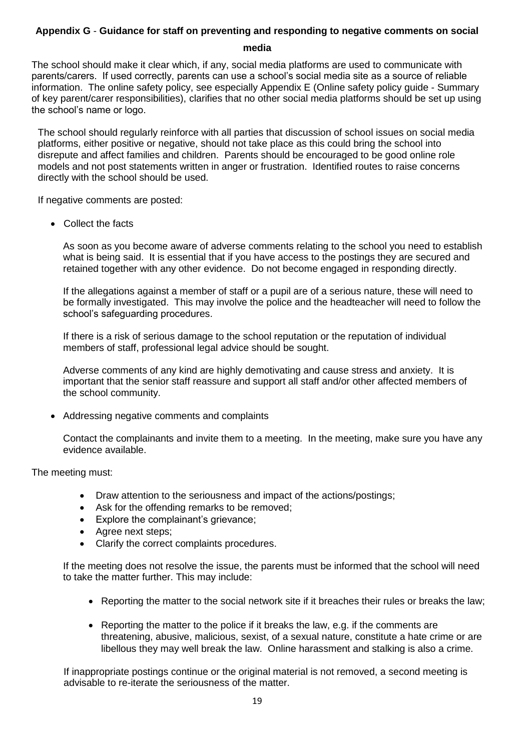### Appendix G - Guidance for staff on preventing and responding to negative comments on social media

The school should make it clear which, if any, social media platforms are used to communicate with parents/carers. If used correctly, parents can use a school's social media site as a source of reliable information. The online safety policy, see especially Appendix E (Online safety policy guide - Summary of key parent/carer responsibilities), clarifies that no other social media platforms should be set up using the school's name or logo.

The school should regularly reinforce with all parties that discussion of school issues on social media platforms, either positive or negative, should not take place as this could bring the school into disrepute and affect families and children. Parents should be encouraged to be good online role models and not post statements written in anger or frustration. Identified routes to raise concerns directly with the school should be used.

If negative comments are posted:

- Collect the facts

  As soon as you become aware of adverse comments relating to the school you need to establish what is being said. It is essential that if you have access to the postings they are secured and retained together with any other evidence. Do not become engaged in responding directly.

  If the allegations against a member of staff or a pupil are of a serious nature, these will need to be formally investigated. This may involve the police and the headteacher will need to follow the school's safeguarding procedures.

  If there is a risk of serious damage to the school reputation or the reputation of individual members of staff, professional legal advice should be sought.

  Adverse comments of any kind are highly demotivating and cause stress and anxiety. It is important that the senior staff reassure and support all staff and/or other affected members of the school community.

- Addressing negative comments and complaints

  Contact the complainants and invite them to a meeting. In the meeting, make sure you have any evidence available.

The meeting must:

- Draw attention to the seriousness and impact of the actions/postings;
- Ask for the offending remarks to be removed;
- Explore the complainant's grievance;
- Agree next steps;
- Clarify the correct complaints procedures.

If the meeting does not resolve the issue, the parents must be informed that the school will need to take the matter further. This may include:

- Reporting the matter to the social network site if it breaches their rules or breaks the law;
- Reporting the matter to the police if it breaks the law, e.g. if the comments are threatening, abusive, malicious, sexist, of a sexual nature, constitute a hate crime or are libellous they may well break the law. Online harassment and stalking is also a crime.

If inappropriate postings continue or the original material is not removed, a second meeting is advisable to re-iterate the seriousness of the matter.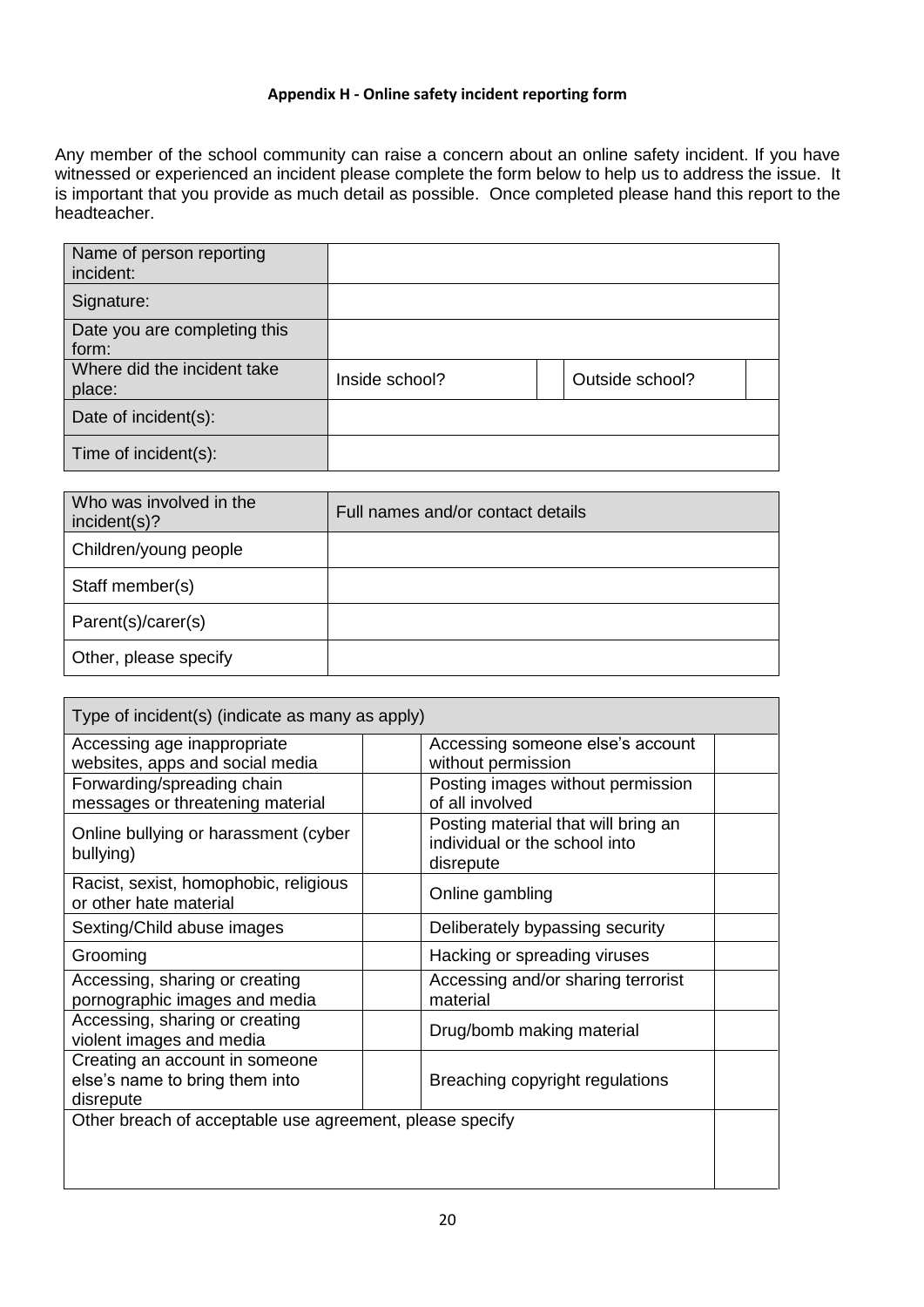**Appendix H - Online safety incident reporting form**

Any member of the school community can raise a concern about an online safety incident. If you have witnessed or experienced an incident please complete the form below to help us to address the issue. It is important that you provide as much detail as possible. Once completed please hand this report to the headteacher.

| | | | | |
|---|---|---|---|---|
| Name of person reporting incident: | | | | |
| Signature: | | | | |
| Date you are completing this form: | | | | |
| Where did the incident take place: | Inside school? | | Outside school? | |
| Date of incident(s): | | | | |
| Time of incident(s): | | | | |

| Who was involved in the incident(s)? | Full names and/or contact details |
|---|---|
| Children/young people | |
| Staff member(s) | |
| Parent(s)/carer(s) | |
| Other, please specify | |

| Type of incident(s) (indicate as many as apply) | | | |
|---|---|---|---|
| Accessing age inappropriate websites, apps and social media | | Accessing someone else's account without permission | |
| Forwarding/spreading chain messages or threatening material | | Posting images without permission of all involved | |
| Online bullying or harassment (cyber bullying) | | Posting material that will bring an individual or the school into disrepute | |
| Racist, sexist, homophobic, religious or other hate material | | Online gambling | |
| Sexting/Child abuse images | | Deliberately bypassing security | |
| Grooming | | Hacking or spreading viruses | |
| Accessing, sharing or creating pornographic images and media | | Accessing and/or sharing terrorist material | |
| Accessing, sharing or creating violent images and media | | Drug/bomb making material | |
| Creating an account in someone else's name to bring them into disrepute | | Breaching copyright regulations | |
| Other breach of acceptable use agreement, please specify | | | |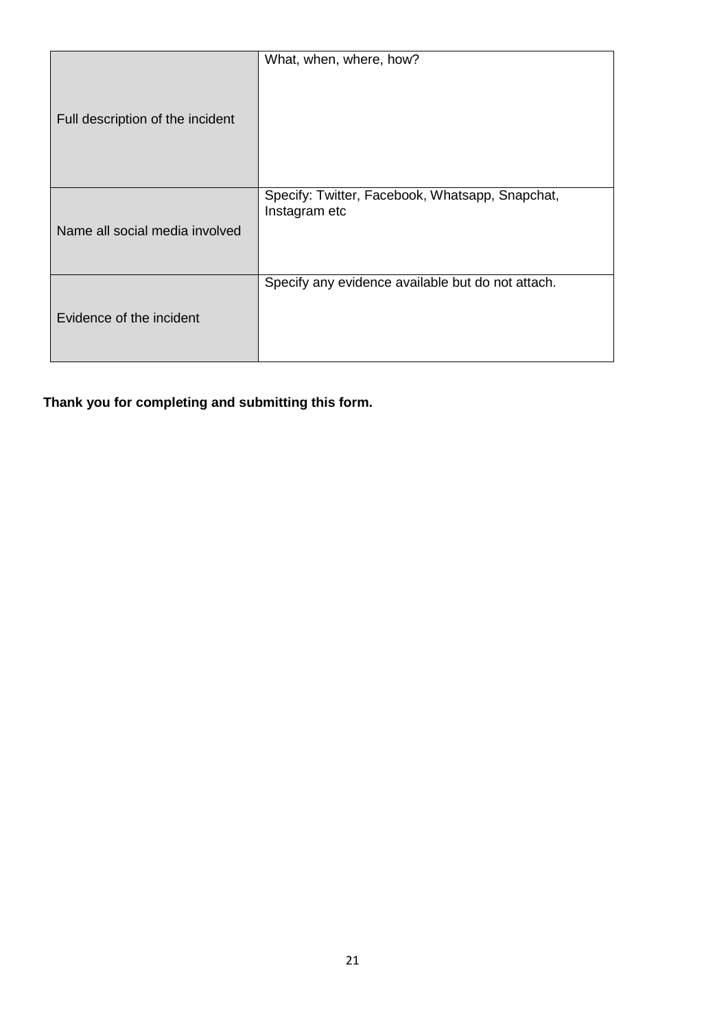| | |
|---|---|
| Full description of the incident | What, when, where, how? |
| Name all social media involved | Specify: Twitter, Facebook, Whatsapp, Snapchat, Instagram etc |
| Evidence of the incident | Specify any evidence available but do not attach. |

**Thank you for completing and submitting this form.**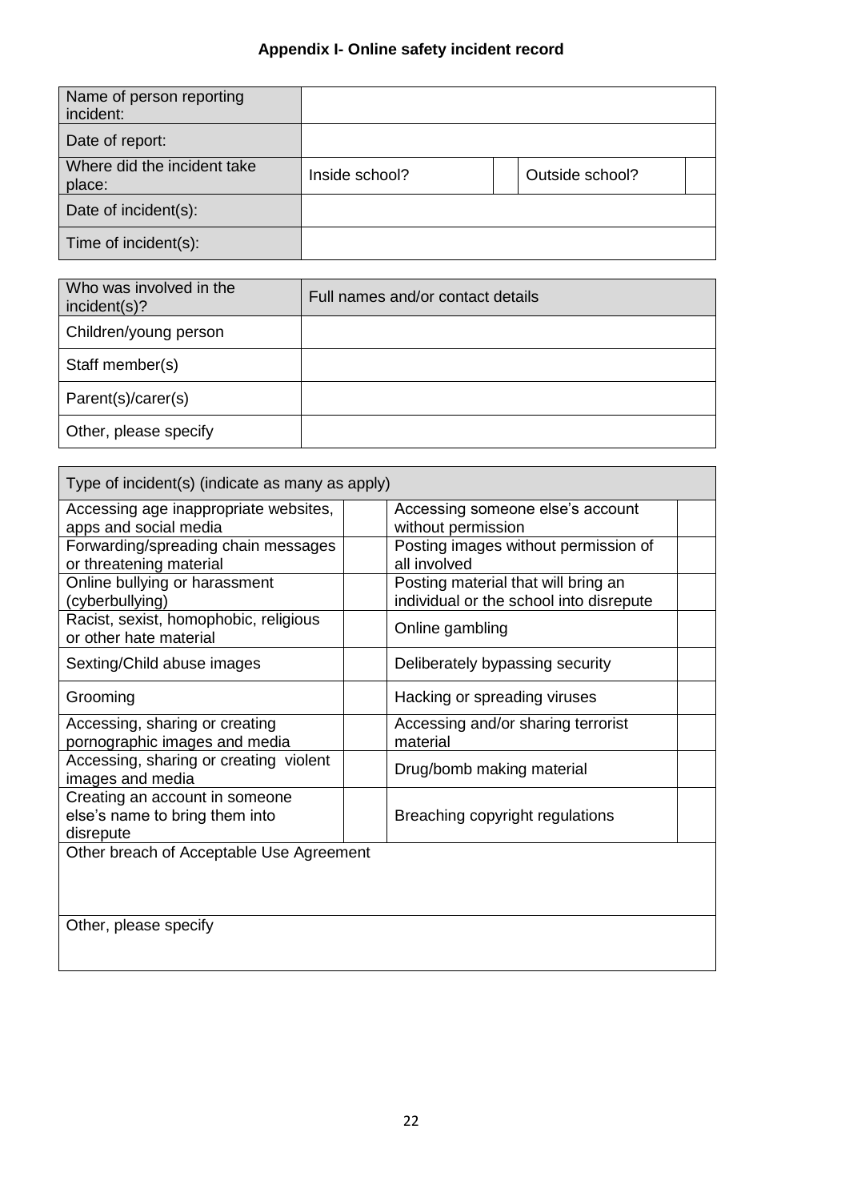### Appendix I- Online safety incident record

| Name of person reporting incident: | | | | |
|---|---|---|---|---|
| Date of report: | | | | |
| Where did the incident take place: | Inside school? | | Outside school? | |
| Date of incident(s): | | | | |
| Time of incident(s): | | | | |

| Who was involved in the incident(s)? | Full names and/or contact details |
|---|---|
| Children/young person | |
| Staff member(s) | |
| Parent(s)/carer(s) | |
| Other, please specify | |

| Type of incident(s) (indicate as many as apply) | | | |
|---|---|---|---|
| Accessing age inappropriate websites, apps and social media | | Accessing someone else's account without permission | |
| Forwarding/spreading chain messages or threatening material | | Posting images without permission of all involved | |
| Online bullying or harassment (cyberbullying) | | Posting material that will bring an individual or the school into disrepute | |
| Racist, sexist, homophobic, religious or other hate material | | Online gambling | |
| Sexting/Child abuse images | | Deliberately bypassing security | |
| Grooming | | Hacking or spreading viruses | |
| Accessing, sharing or creating pornographic images and media | | Accessing and/or sharing terrorist material | |
| Accessing, sharing or creating violent images and media | | Drug/bomb making material | |
| Creating an account in someone else's name to bring them into disrepute | | Breaching copyright regulations | |
| Other breach of Acceptable Use Agreement | | | |
| Other, please specify | | | |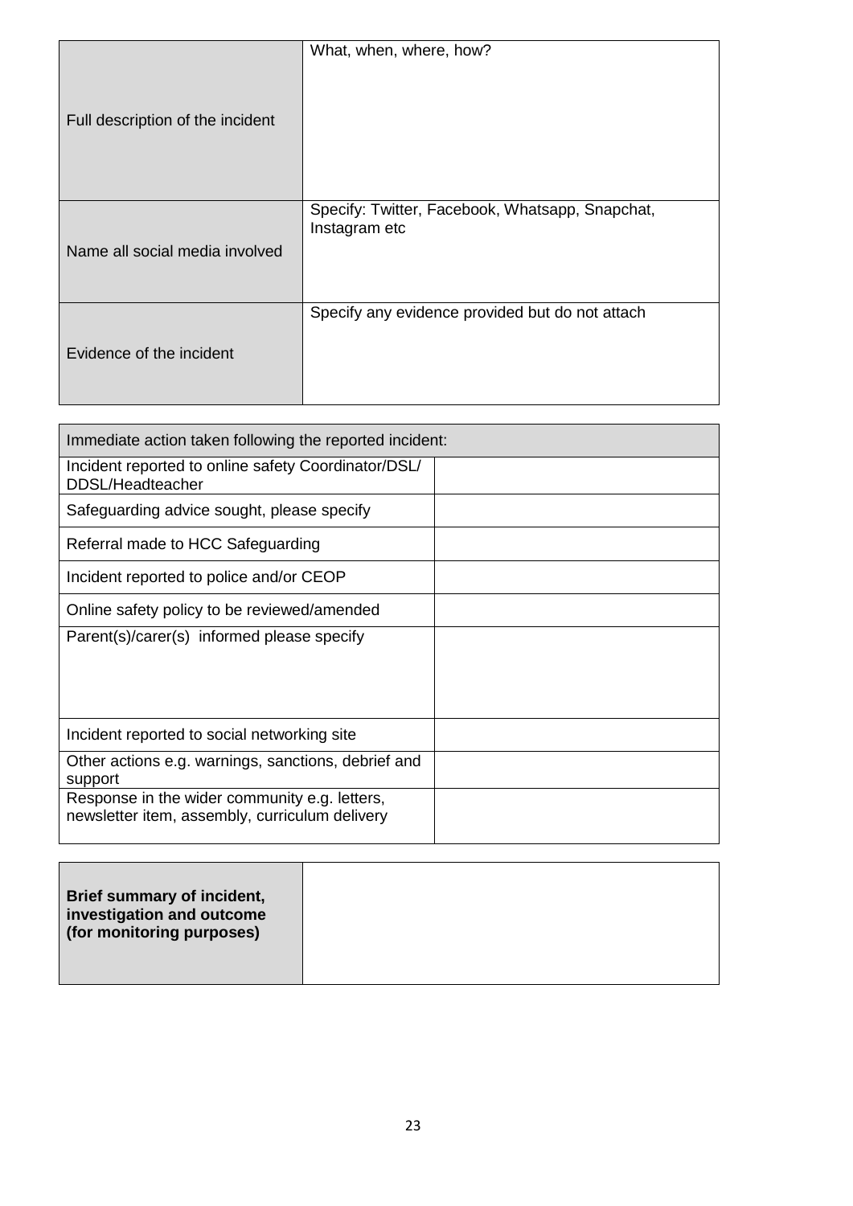| Full description of the incident | What, when, where, how? |
| --- | --- |
| Name all social media involved | Specify: Twitter, Facebook, Whatsapp, Snapchat, Instagram etc |
| Evidence of the incident | Specify any evidence provided but do not attach |

| Immediate action taken following the reported incident: | |
| --- | --- |
| Incident reported to online safety Coordinator/DSL/ DDSL/Headteacher | |
| Safeguarding advice sought, please specify | |
| Referral made to HCC Safeguarding | |
| Incident reported to police and/or CEOP | |
| Online safety policy to be reviewed/amended | |
| Parent(s)/carer(s) informed please specify | |
| Incident reported to social networking site | |
| Other actions e.g. warnings, sanctions, debrief and support | |
| Response in the wider community e.g. letters, newsletter item, assembly, curriculum delivery | |

| **Brief summary of incident, investigation and outcome (for monitoring purposes)** | |
| --- | --- |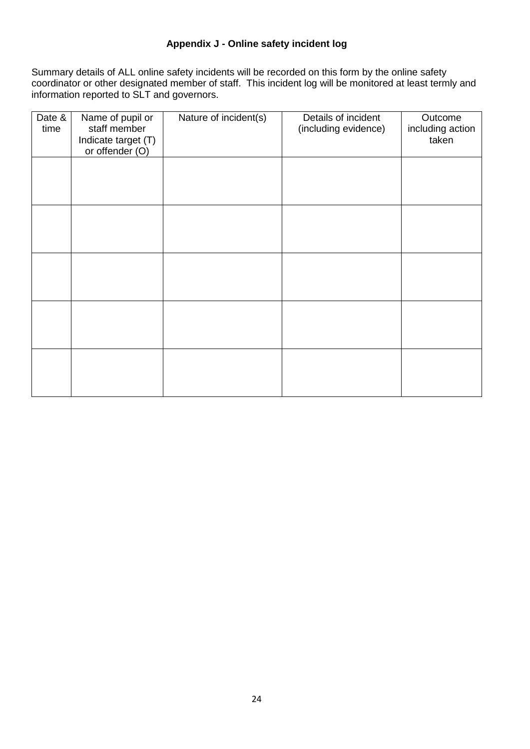# Appendix J - Online safety incident log

Summary details of ALL online safety incidents will be recorded on this form by the online safety coordinator or other designated member of staff. This incident log will be monitored at least termly and information reported to SLT and governors.

| Date & time | Name of pupil or staff member Indicate target (T) or offender (O) | Nature of incident(s) | Details of incident (including evidence) | Outcome including action taken |
|---|---|---|---|---|
| | | | | |
| | | | | |
| | | | | |
| | | | | |
| | | | | |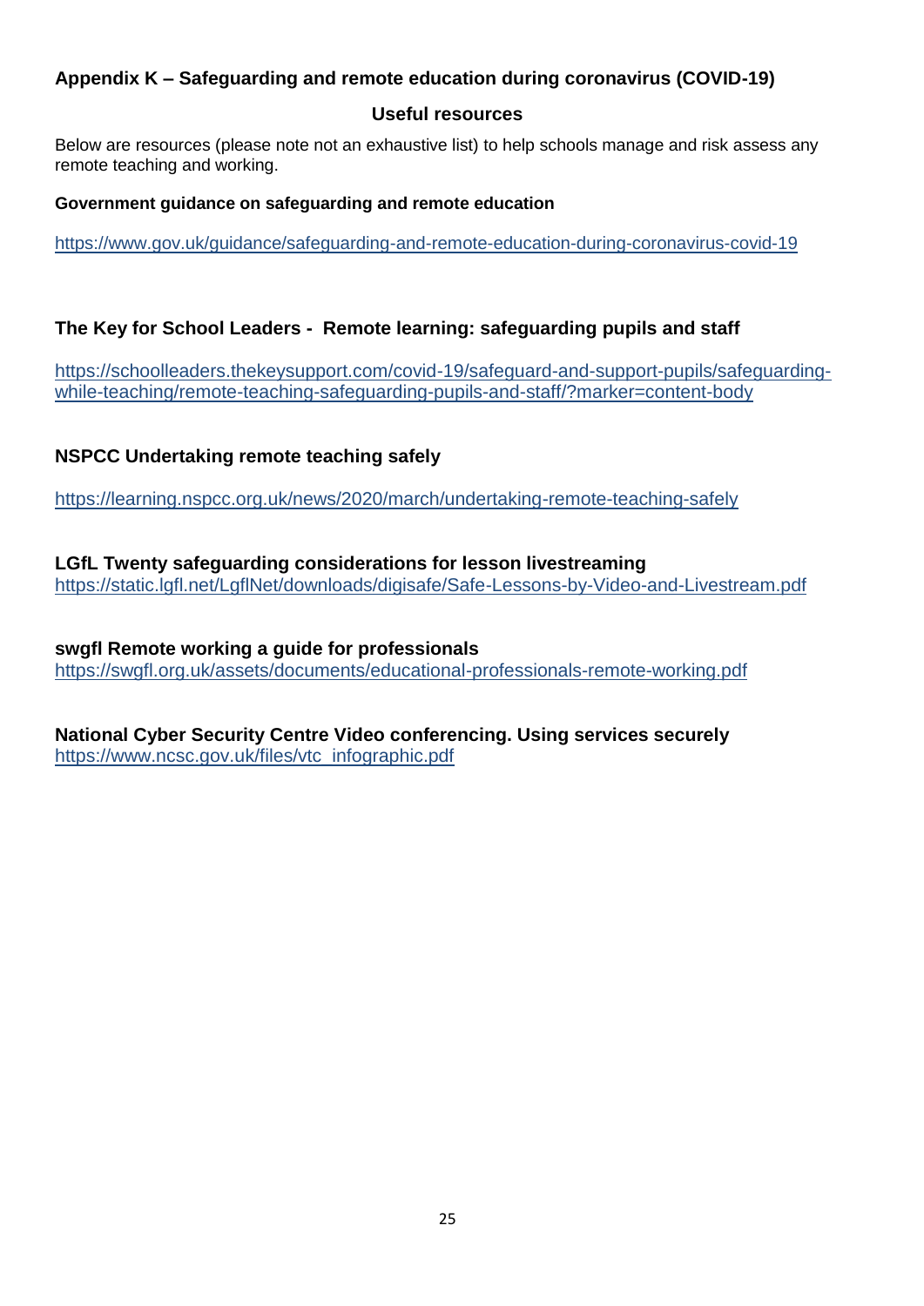## Appendix K – Safeguarding and remote education during coronavirus (COVID-19)

### Useful resources

Below are resources (please note not an exhaustive list) to help schools manage and risk assess any remote teaching and working.

**Government guidance on safeguarding and remote education**

https://www.gov.uk/guidance/safeguarding-and-remote-education-during-coronavirus-covid-19

**The Key for School Leaders - Remote learning: safeguarding pupils and staff**

https://schoolleaders.thekeysupport.com/covid-19/safeguard-and-support-pupils/safeguarding-while-teaching/remote-teaching-safeguarding-pupils-and-staff/?marker=content-body

**NSPCC Undertaking remote teaching safely**

https://learning.nspcc.org.uk/news/2020/march/undertaking-remote-teaching-safely

**LGfL Twenty safeguarding considerations for lesson livestreaming**
https://static.lgfl.net/LgflNet/downloads/digisafe/Safe-Lessons-by-Video-and-Livestream.pdf

**swgfl Remote working a guide for professionals**
https://swgfl.org.uk/assets/documents/educational-professionals-remote-working.pdf

**National Cyber Security Centre Video conferencing. Using services securely**
https://www.ncsc.gov.uk/files/vtc_infographic.pdf